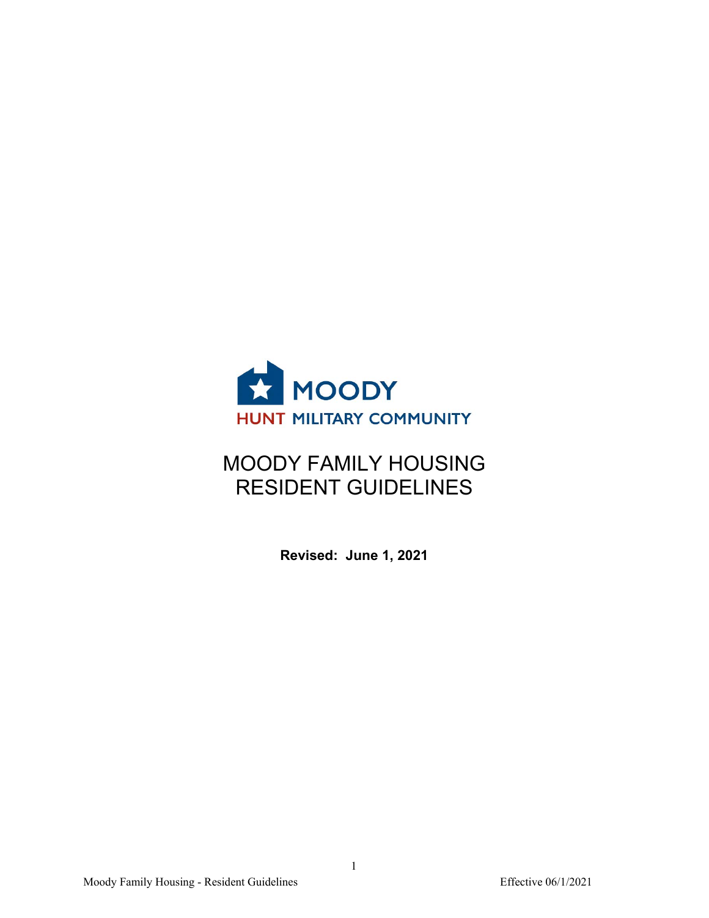MOODY
HUNT MILITARY COMMUNITY

# MOODY FAMILY HOUSING RESIDENT GUIDELINES

**Revised: June 1, 2021**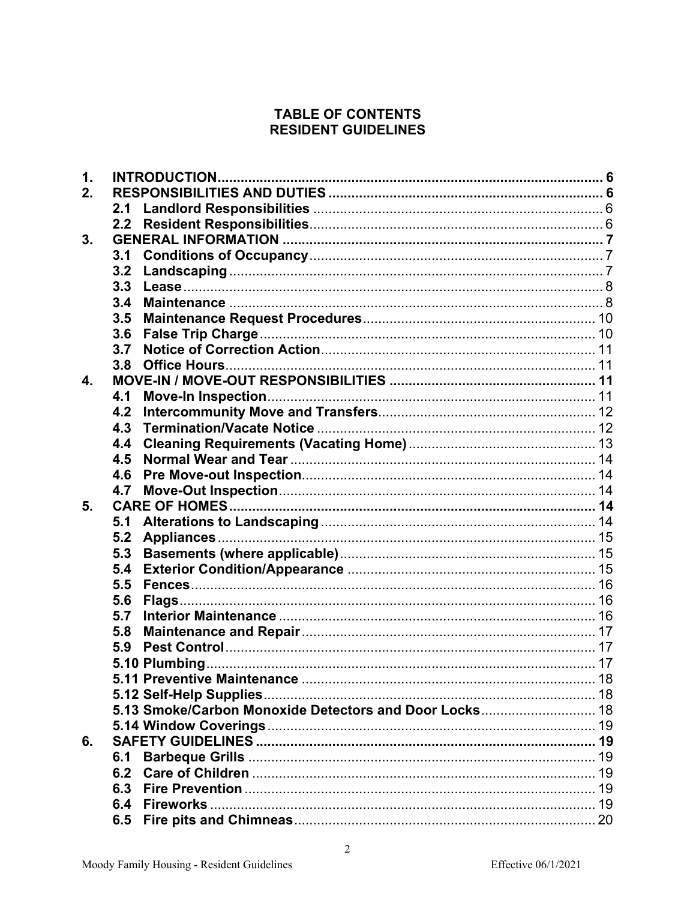# TABLE OF CONTENTS
# RESIDENT GUIDELINES

1. **INTRODUCTION** .......... 6
2. **RESPONSIBILITIES AND DUTIES** .......... 6
   - **2.1 Landlord Responsibilities** .......... 6
   - **2.2 Resident Responsibilities** .......... 6
3. **GENERAL INFORMATION** .......... 7
   - **3.1 Conditions of Occupancy** .......... 7
   - **3.2 Landscaping** .......... 7
   - **3.3 Lease** .......... 8
   - **3.4 Maintenance** .......... 8
   - **3.5 Maintenance Request Procedures** .......... 10
   - **3.6 False Trip Charge** .......... 10
   - **3.7 Notice of Correction Action** .......... 11
   - **3.8 Office Hours** .......... 11
4. **MOVE-IN / MOVE-OUT RESPONSIBILITIES** .......... 11
   - **4.1 Move-In Inspection** .......... 11
   - **4.2 Intercommunity Move and Transfers** .......... 12
   - **4.3 Termination/Vacate Notice** .......... 12
   - **4.4 Cleaning Requirements (Vacating Home)** .......... 13
   - **4.5 Normal Wear and Tear** .......... 14
   - **4.6 Pre Move-out Inspection** .......... 14
   - **4.7 Move-Out Inspection** .......... 14
5. **CARE OF HOMES** .......... 14
   - **5.1 Alterations to Landscaping** .......... 14
   - **5.2 Appliances** .......... 15
   - **5.3 Basements (where applicable)** .......... 15
   - **5.4 Exterior Condition/Appearance** .......... 15
   - **5.5 Fences** .......... 16
   - **5.6 Flags** .......... 16
   - **5.7 Interior Maintenance** .......... 16
   - **5.8 Maintenance and Repair** .......... 17
   - **5.9 Pest Control** .......... 17
   - **5.10 Plumbing** .......... 17
   - **5.11 Preventive Maintenance** .......... 18
   - **5.12 Self-Help Supplies** .......... 18
   - **5.13 Smoke/Carbon Monoxide Detectors and Door Locks** .......... 18
   - **5.14 Window Coverings** .......... 19
6. **SAFETY GUIDELINES** .......... 19
   - **6.1 Barbeque Grills** .......... 19
   - **6.2 Care of Children** .......... 19
   - **6.3 Fire Prevention** .......... 19
   - **6.4 Fireworks** .......... 19
   - **6.5 Fire pits and Chimneas** .......... 20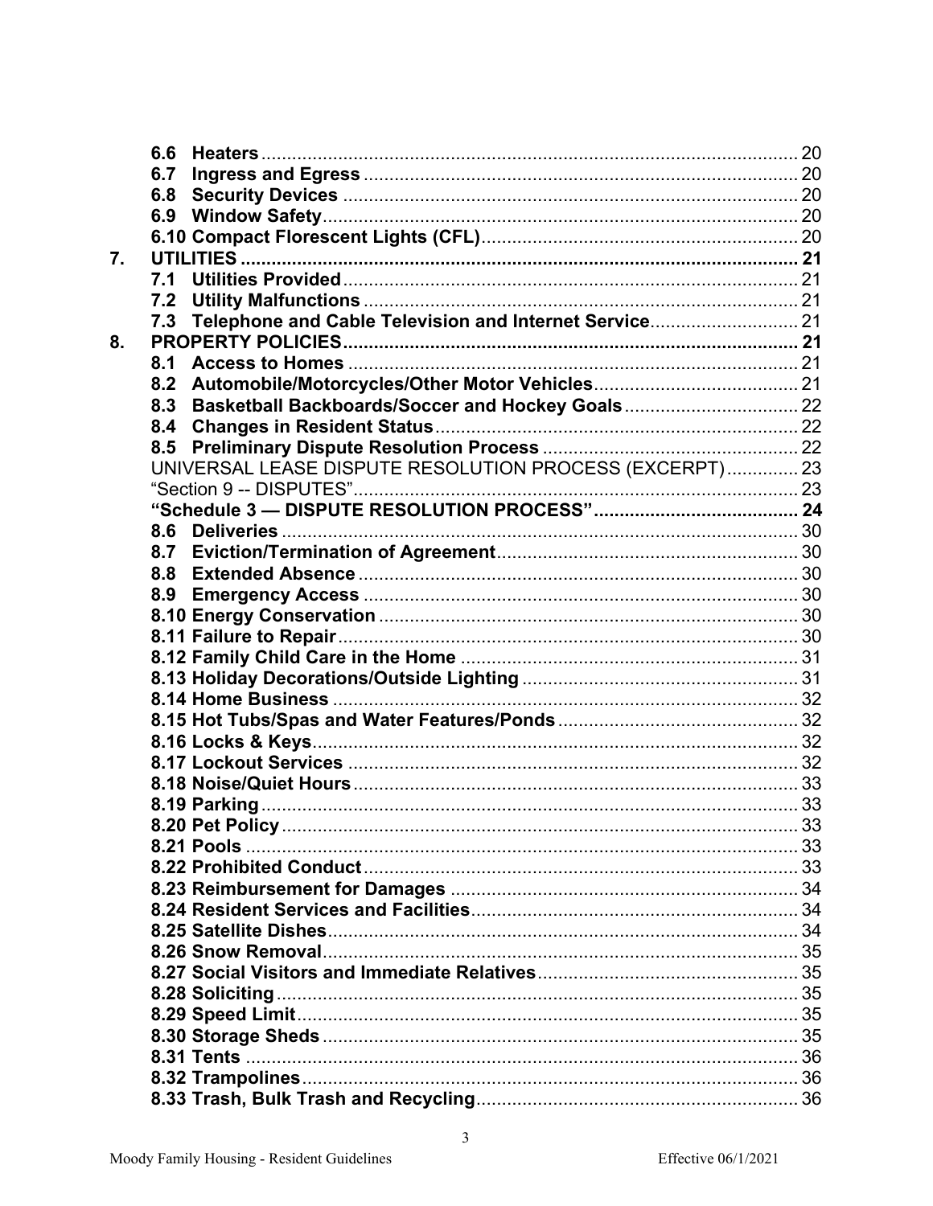- **6.6 Heaters** ........ 20
- **6.7 Ingress and Egress** ........ 20
- **6.8 Security Devices** ........ 20
- **6.9 Window Safety** ........ 20
- **6.10 Compact Florescent Lights (CFL)** ........ 20

**7. UTILITIES** ........ **21**

- **7.1 Utilities Provided** ........ 21
- **7.2 Utility Malfunctions** ........ 21
- **7.3 Telephone and Cable Television and Internet Service** ........ 21

**8. PROPERTY POLICIES** ........ **21**

- **8.1 Access to Homes** ........ 21
- **8.2 Automobile/Motorcycles/Other Motor Vehicles** ........ 21
- **8.3 Basketball Backboards/Soccer and Hockey Goals** ........ 22
- **8.4 Changes in Resident Status** ........ 22
- **8.5 Preliminary Dispute Resolution Process** ........ 22
- UNIVERSAL LEASE DISPUTE RESOLUTION PROCESS (EXCERPT) ........ 23
- "Section 9 -- DISPUTES" ........ 23
- **"Schedule 3 — DISPUTE RESOLUTION PROCESS"** ........ 24
- **8.6 Deliveries** ........ 30
- **8.7 Eviction/Termination of Agreement** ........ 30
- **8.8 Extended Absence** ........ 30
- **8.9 Emergency Access** ........ 30
- **8.10 Energy Conservation** ........ 30
- **8.11 Failure to Repair** ........ 30
- **8.12 Family Child Care in the Home** ........ 31
- **8.13 Holiday Decorations/Outside Lighting** ........ 31
- **8.14 Home Business** ........ 32
- **8.15 Hot Tubs/Spas and Water Features/Ponds** ........ 32
- **8.16 Locks & Keys** ........ 32
- **8.17 Lockout Services** ........ 32
- **8.18 Noise/Quiet Hours** ........ 33
- **8.19 Parking** ........ 33
- **8.20 Pet Policy** ........ 33
- **8.21 Pools** ........ 33
- **8.22 Prohibited Conduct** ........ 33
- **8.23 Reimbursement for Damages** ........ 34
- **8.24 Resident Services and Facilities** ........ 34
- **8.25 Satellite Dishes** ........ 34
- **8.26 Snow Removal** ........ 35
- **8.27 Social Visitors and Immediate Relatives** ........ 35
- **8.28 Soliciting** ........ 35
- **8.29 Speed Limit** ........ 35
- **8.30 Storage Sheds** ........ 35
- **8.31 Tents** ........ 36
- **8.32 Trampolines** ........ 36
- **8.33 Trash, Bulk Trash and Recycling** ........ 36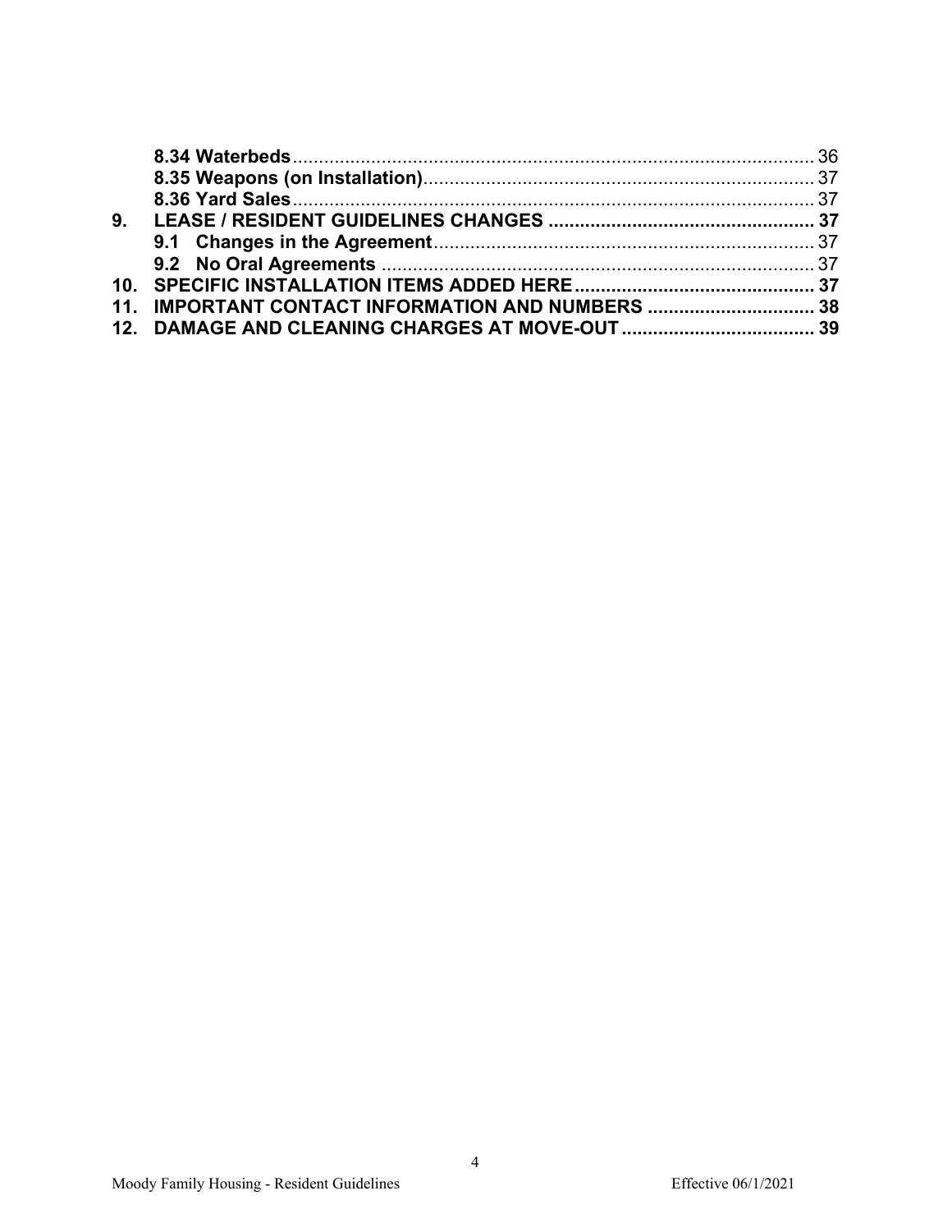**8.34 Waterbeds** ........................................................................................................ 36
**8.35 Weapons (on Installation)** ............................................................................ 37
**8.36 Yard Sales** ....................................................................................................... 37

**9. LEASE / RESIDENT GUIDELINES CHANGES** ........................................................ 37
**9.1 Changes in the Agreement** ............................................................................. 37
**9.2 No Oral Agreements** ....................................................................................... 37

**10. SPECIFIC INSTALLATION ITEMS ADDED HERE** ................................................ 37

**11. IMPORTANT CONTACT INFORMATION AND NUMBERS** .................................. 38

**12. DAMAGE AND CLEANING CHARGES AT MOVE-OUT** ...................................... 39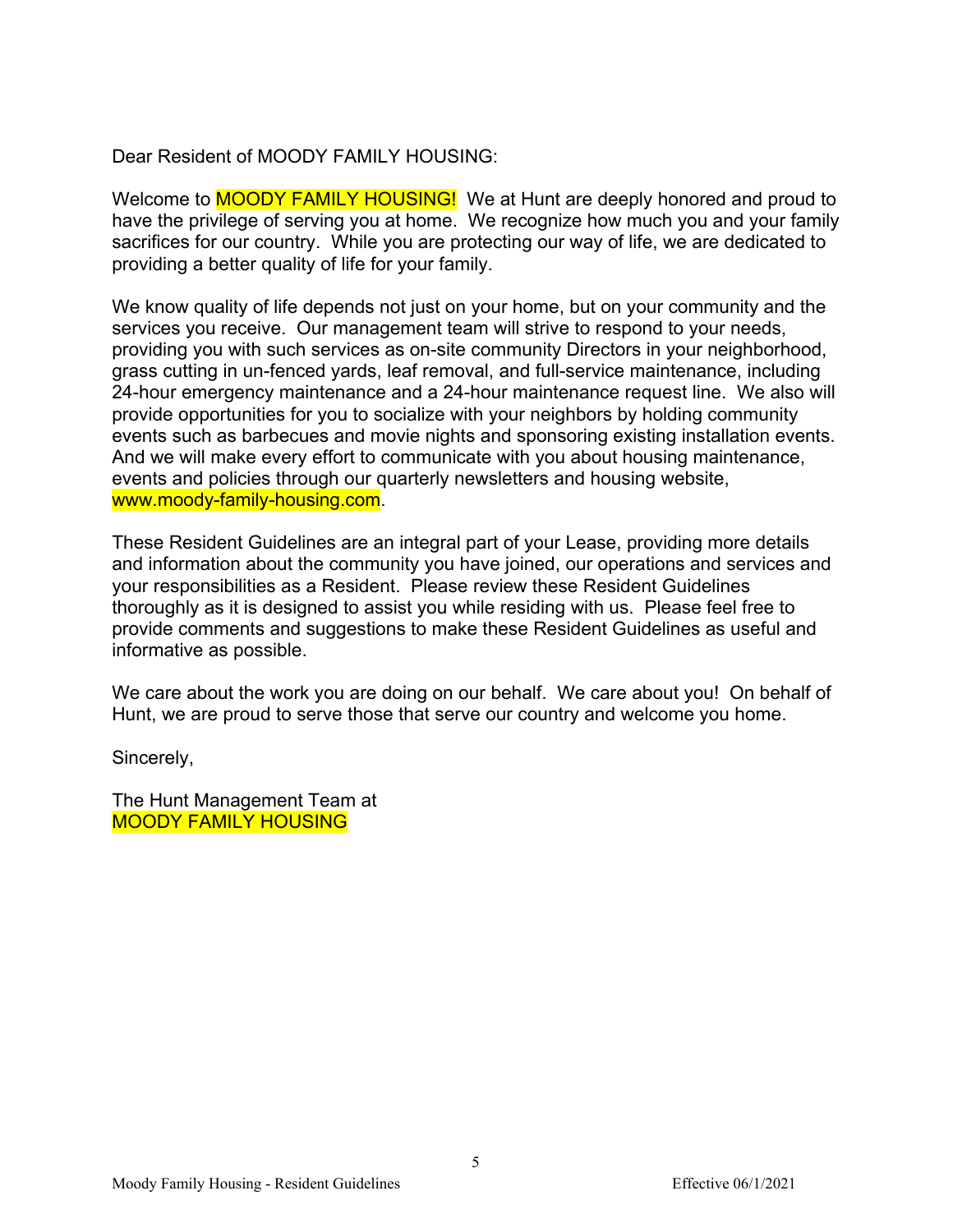Dear Resident of MOODY FAMILY HOUSING:

Welcome to MOODY FAMILY HOUSING! We at Hunt are deeply honored and proud to have the privilege of serving you at home. We recognize how much you and your family sacrifices for our country. While you are protecting our way of life, we are dedicated to providing a better quality of life for your family.

We know quality of life depends not just on your home, but on your community and the services you receive. Our management team will strive to respond to your needs, providing you with such services as on-site community Directors in your neighborhood, grass cutting in un-fenced yards, leaf removal, and full-service maintenance, including 24-hour emergency maintenance and a 24-hour maintenance request line. We also will provide opportunities for you to socialize with your neighbors by holding community events such as barbecues and movie nights and sponsoring existing installation events. And we will make every effort to communicate with you about housing maintenance, events and policies through our quarterly newsletters and housing website, www.moody-family-housing.com.

These Resident Guidelines are an integral part of your Lease, providing more details and information about the community you have joined, our operations and services and your responsibilities as a Resident. Please review these Resident Guidelines thoroughly as it is designed to assist you while residing with us. Please feel free to provide comments and suggestions to make these Resident Guidelines as useful and informative as possible.

We care about the work you are doing on our behalf. We care about you! On behalf of Hunt, we are proud to serve those that serve our country and welcome you home.

Sincerely,

The Hunt Management Team at
MOODY FAMILY HOUSING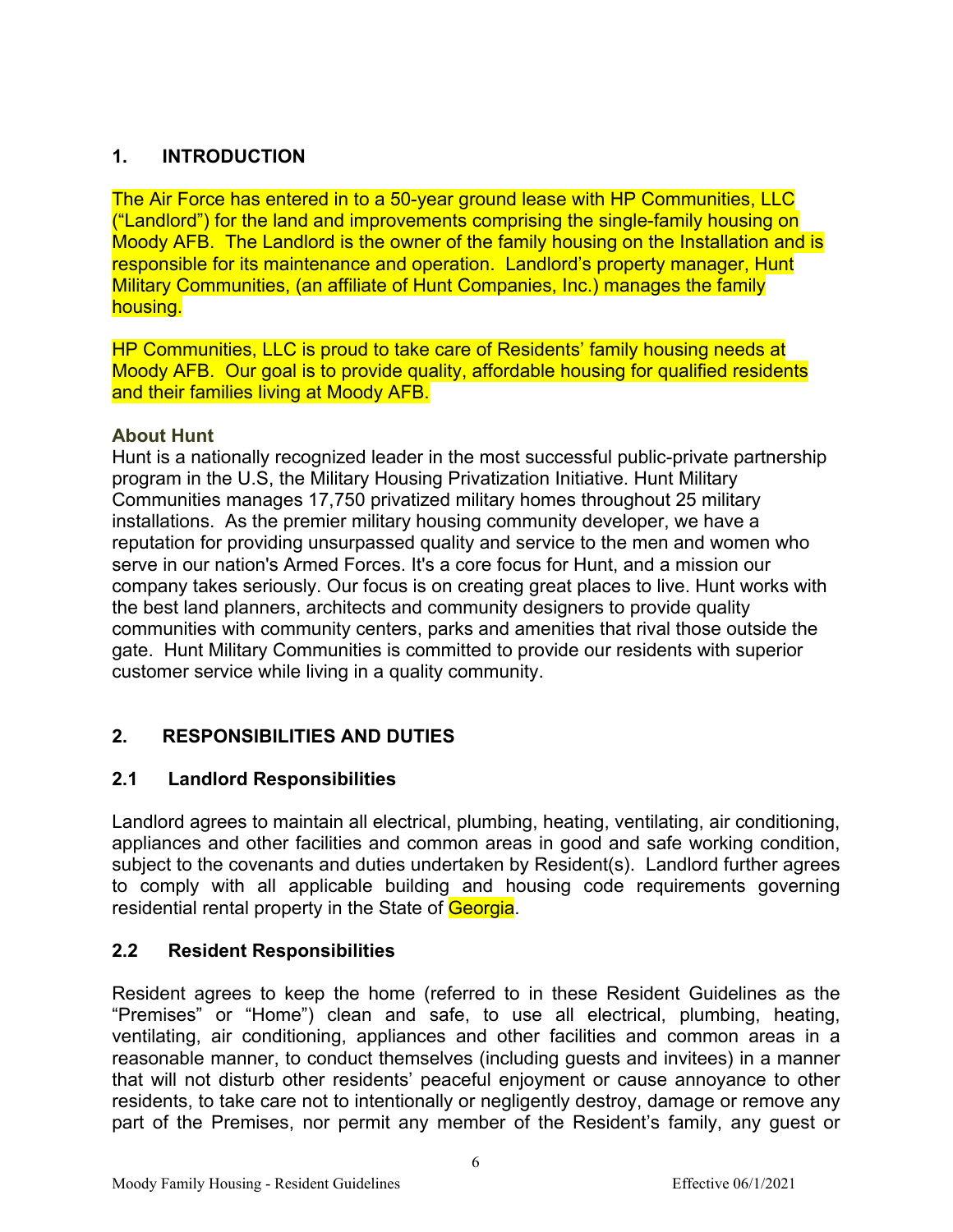## 1. INTRODUCTION

The Air Force has entered in to a 50-year ground lease with HP Communities, LLC ("Landlord") for the land and improvements comprising the single-family housing on Moody AFB. The Landlord is the owner of the family housing on the Installation and is responsible for its maintenance and operation. Landlord's property manager, Hunt Military Communities, (an affiliate of Hunt Companies, Inc.) manages the family housing.

HP Communities, LLC is proud to take care of Residents' family housing needs at Moody AFB. Our goal is to provide quality, affordable housing for qualified residents and their families living at Moody AFB.

**About Hunt**

Hunt is a nationally recognized leader in the most successful public-private partnership program in the U.S, the Military Housing Privatization Initiative. Hunt Military Communities manages 17,750 privatized military homes throughout 25 military installations. As the premier military housing community developer, we have a reputation for providing unsurpassed quality and service to the men and women who serve in our nation's Armed Forces. It's a core focus for Hunt, and a mission our company takes seriously. Our focus is on creating great places to live. Hunt works with the best land planners, architects and community designers to provide quality communities with community centers, parks and amenities that rival those outside the gate. Hunt Military Communities is committed to provide our residents with superior customer service while living in a quality community.

## 2. RESPONSIBILITIES AND DUTIES

### 2.1 Landlord Responsibilities

Landlord agrees to maintain all electrical, plumbing, heating, ventilating, air conditioning, appliances and other facilities and common areas in good and safe working condition, subject to the covenants and duties undertaken by Resident(s). Landlord further agrees to comply with all applicable building and housing code requirements governing residential rental property in the State of Georgia.

### 2.2 Resident Responsibilities

Resident agrees to keep the home (referred to in these Resident Guidelines as the "Premises" or "Home") clean and safe, to use all electrical, plumbing, heating, ventilating, air conditioning, appliances and other facilities and common areas in a reasonable manner, to conduct themselves (including guests and invitees) in a manner that will not disturb other residents' peaceful enjoyment or cause annoyance to other residents, to take care not to intentionally or negligently destroy, damage or remove any part of the Premises, nor permit any member of the Resident's family, any guest or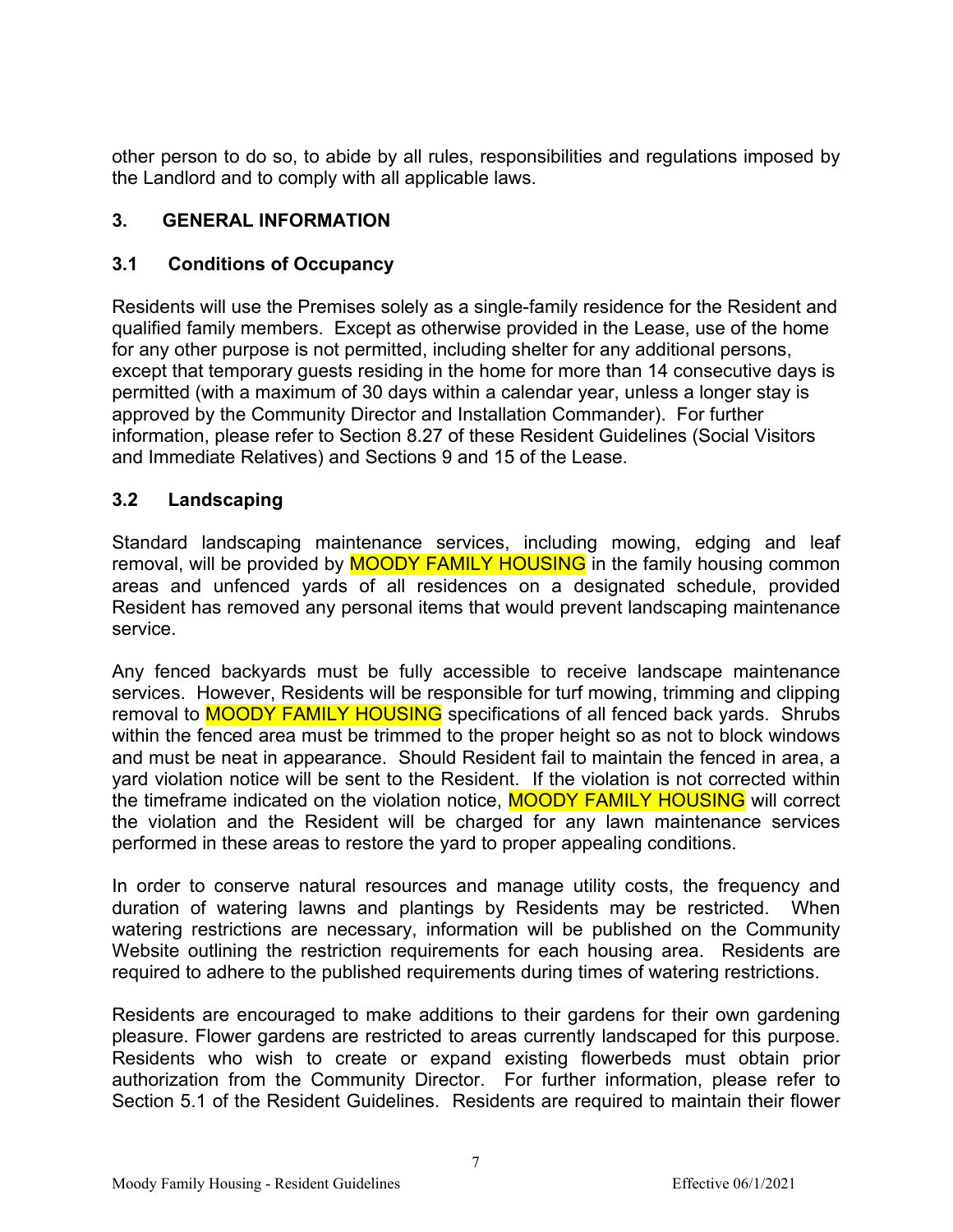other person to do so, to abide by all rules, responsibilities and regulations imposed by the Landlord and to comply with all applicable laws.

## 3. GENERAL INFORMATION

### 3.1 Conditions of Occupancy

Residents will use the Premises solely as a single-family residence for the Resident and qualified family members. Except as otherwise provided in the Lease, use of the home for any other purpose is not permitted, including shelter for any additional persons, except that temporary guests residing in the home for more than 14 consecutive days is permitted (with a maximum of 30 days within a calendar year, unless a longer stay is approved by the Community Director and Installation Commander). For further information, please refer to Section 8.27 of these Resident Guidelines (Social Visitors and Immediate Relatives) and Sections 9 and 15 of the Lease.

### 3.2 Landscaping

Standard landscaping maintenance services, including mowing, edging and leaf removal, will be provided by MOODY FAMILY HOUSING in the family housing common areas and unfenced yards of all residences on a designated schedule, provided Resident has removed any personal items that would prevent landscaping maintenance service.

Any fenced backyards must be fully accessible to receive landscape maintenance services. However, Residents will be responsible for turf mowing, trimming and clipping removal to MOODY FAMILY HOUSING specifications of all fenced back yards. Shrubs within the fenced area must be trimmed to the proper height so as not to block windows and must be neat in appearance. Should Resident fail to maintain the fenced in area, a yard violation notice will be sent to the Resident. If the violation is not corrected within the timeframe indicated on the violation notice, MOODY FAMILY HOUSING will correct the violation and the Resident will be charged for any lawn maintenance services performed in these areas to restore the yard to proper appealing conditions.

In order to conserve natural resources and manage utility costs, the frequency and duration of watering lawns and plantings by Residents may be restricted. When watering restrictions are necessary, information will be published on the Community Website outlining the restriction requirements for each housing area. Residents are required to adhere to the published requirements during times of watering restrictions.

Residents are encouraged to make additions to their gardens for their own gardening pleasure. Flower gardens are restricted to areas currently landscaped for this purpose. Residents who wish to create or expand existing flowerbeds must obtain prior authorization from the Community Director. For further information, please refer to Section 5.1 of the Resident Guidelines. Residents are required to maintain their flower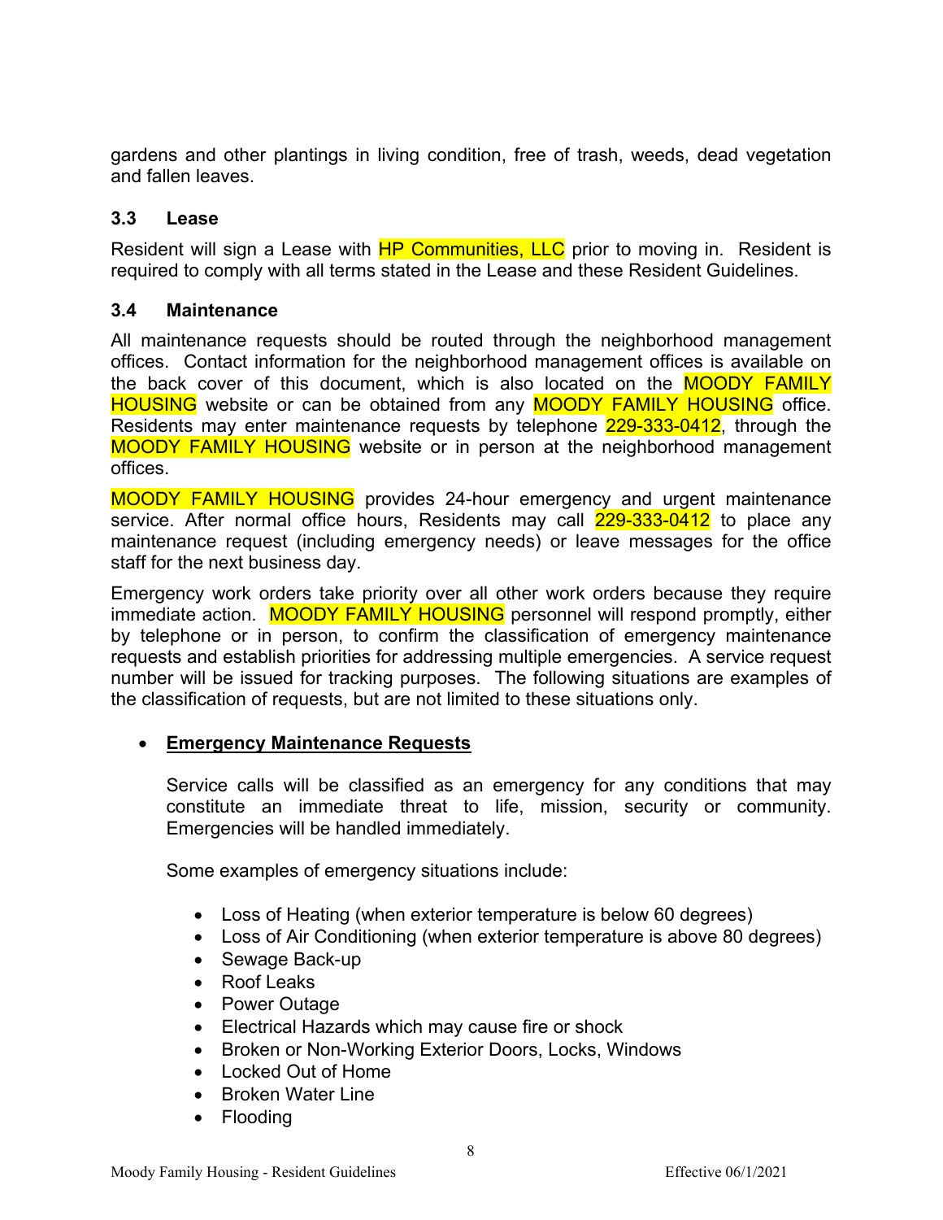gardens and other plantings in living condition, free of trash, weeds, dead vegetation and fallen leaves.

### 3.3 Lease

Resident will sign a Lease with HP Communities, LLC prior to moving in. Resident is required to comply with all terms stated in the Lease and these Resident Guidelines.

### 3.4 Maintenance

All maintenance requests should be routed through the neighborhood management offices. Contact information for the neighborhood management offices is available on the back cover of this document, which is also located on the MOODY FAMILY HOUSING website or can be obtained from any MOODY FAMILY HOUSING office. Residents may enter maintenance requests by telephone 229-333-0412, through the MOODY FAMILY HOUSING website or in person at the neighborhood management offices.

MOODY FAMILY HOUSING provides 24-hour emergency and urgent maintenance service. After normal office hours, Residents may call 229-333-0412 to place any maintenance request (including emergency needs) or leave messages for the office staff for the next business day.

Emergency work orders take priority over all other work orders because they require immediate action. MOODY FAMILY HOUSING personnel will respond promptly, either by telephone or in person, to confirm the classification of emergency maintenance requests and establish priorities for addressing multiple emergencies. A service request number will be issued for tracking purposes. The following situations are examples of the classification of requests, but are not limited to these situations only.

- **Emergency Maintenance Requests**

  Service calls will be classified as an emergency for any conditions that may constitute an immediate threat to life, mission, security or community. Emergencies will be handled immediately.

  Some examples of emergency situations include:

  - Loss of Heating (when exterior temperature is below 60 degrees)
  - Loss of Air Conditioning (when exterior temperature is above 80 degrees)
  - Sewage Back-up
  - Roof Leaks
  - Power Outage
  - Electrical Hazards which may cause fire or shock
  - Broken or Non-Working Exterior Doors, Locks, Windows
  - Locked Out of Home
  - Broken Water Line
  - Flooding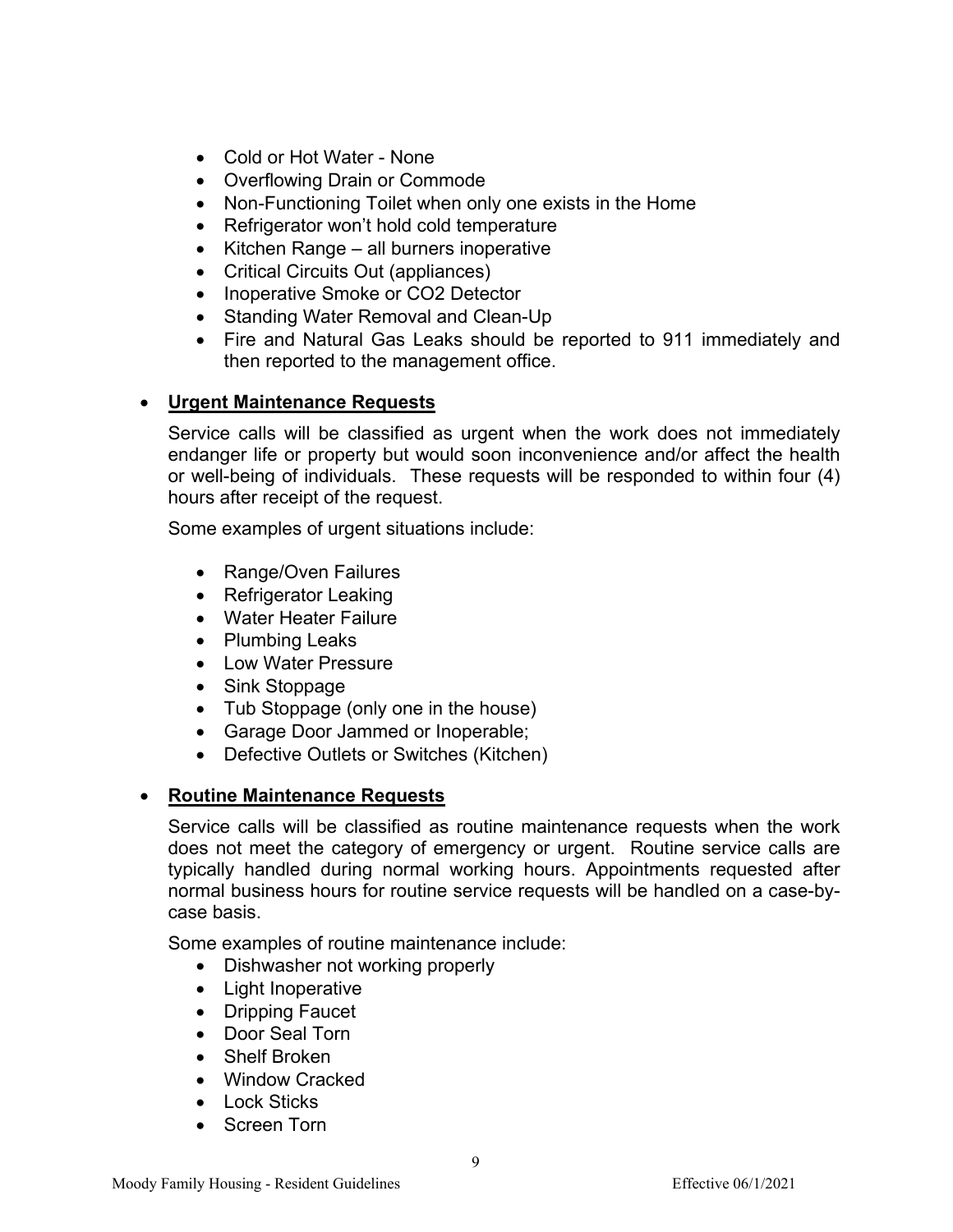- Cold or Hot Water - None
- Overflowing Drain or Commode
- Non-Functioning Toilet when only one exists in the Home
- Refrigerator won't hold cold temperature
- Kitchen Range – all burners inoperative
- Critical Circuits Out (appliances)
- Inoperative Smoke or CO2 Detector
- Standing Water Removal and Clean-Up
- Fire and Natural Gas Leaks should be reported to 911 immediately and then reported to the management office.

- **Urgent Maintenance Requests**

  Service calls will be classified as urgent when the work does not immediately endanger life or property but would soon inconvenience and/or affect the health or well-being of individuals. These requests will be responded to within four (4) hours after receipt of the request.

  Some examples of urgent situations include:

  - Range/Oven Failures
  - Refrigerator Leaking
  - Water Heater Failure
  - Plumbing Leaks
  - Low Water Pressure
  - Sink Stoppage
  - Tub Stoppage (only one in the house)
  - Garage Door Jammed or Inoperable;
  - Defective Outlets or Switches (Kitchen)

- **Routine Maintenance Requests**

  Service calls will be classified as routine maintenance requests when the work does not meet the category of emergency or urgent. Routine service calls are typically handled during normal working hours. Appointments requested after normal business hours for routine service requests will be handled on a case-by-case basis.

  Some examples of routine maintenance include:

  - Dishwasher not working properly
  - Light Inoperative
  - Dripping Faucet
  - Door Seal Torn
  - Shelf Broken
  - Window Cracked
  - Lock Sticks
  - Screen Torn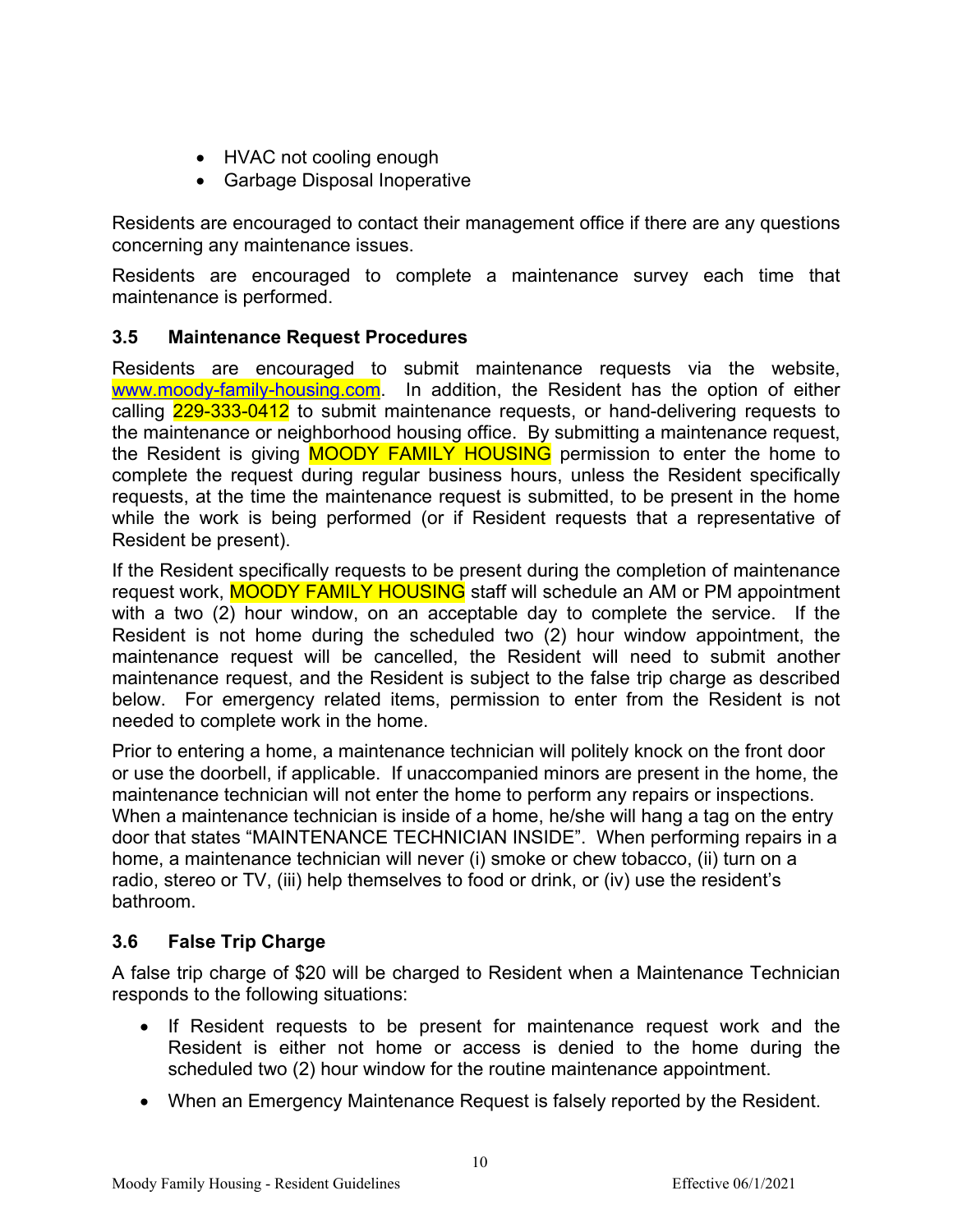- HVAC not cooling enough
- Garbage Disposal Inoperative

Residents are encouraged to contact their management office if there are any questions concerning any maintenance issues.

Residents are encouraged to complete a maintenance survey each time that maintenance is performed.

### 3.5 Maintenance Request Procedures

Residents are encouraged to submit maintenance requests via the website, www.moody-family-housing.com. In addition, the Resident has the option of either calling 229-333-0412 to submit maintenance requests, or hand-delivering requests to the maintenance or neighborhood housing office. By submitting a maintenance request, the Resident is giving MOODY FAMILY HOUSING permission to enter the home to complete the request during regular business hours, unless the Resident specifically requests, at the time the maintenance request is submitted, to be present in the home while the work is being performed (or if Resident requests that a representative of Resident be present).

If the Resident specifically requests to be present during the completion of maintenance request work, MOODY FAMILY HOUSING staff will schedule an AM or PM appointment with a two (2) hour window, on an acceptable day to complete the service. If the Resident is not home during the scheduled two (2) hour window appointment, the maintenance request will be cancelled, the Resident will need to submit another maintenance request, and the Resident is subject to the false trip charge as described below. For emergency related items, permission to enter from the Resident is not needed to complete work in the home.

Prior to entering a home, a maintenance technician will politely knock on the front door or use the doorbell, if applicable. If unaccompanied minors are present in the home, the maintenance technician will not enter the home to perform any repairs or inspections. When a maintenance technician is inside of a home, he/she will hang a tag on the entry door that states "MAINTENANCE TECHNICIAN INSIDE". When performing repairs in a home, a maintenance technician will never (i) smoke or chew tobacco, (ii) turn on a radio, stereo or TV, (iii) help themselves to food or drink, or (iv) use the resident's bathroom.

### 3.6 False Trip Charge

A false trip charge of $20 will be charged to Resident when a Maintenance Technician responds to the following situations:

- If Resident requests to be present for maintenance request work and the Resident is either not home or access is denied to the home during the scheduled two (2) hour window for the routine maintenance appointment.
- When an Emergency Maintenance Request is falsely reported by the Resident.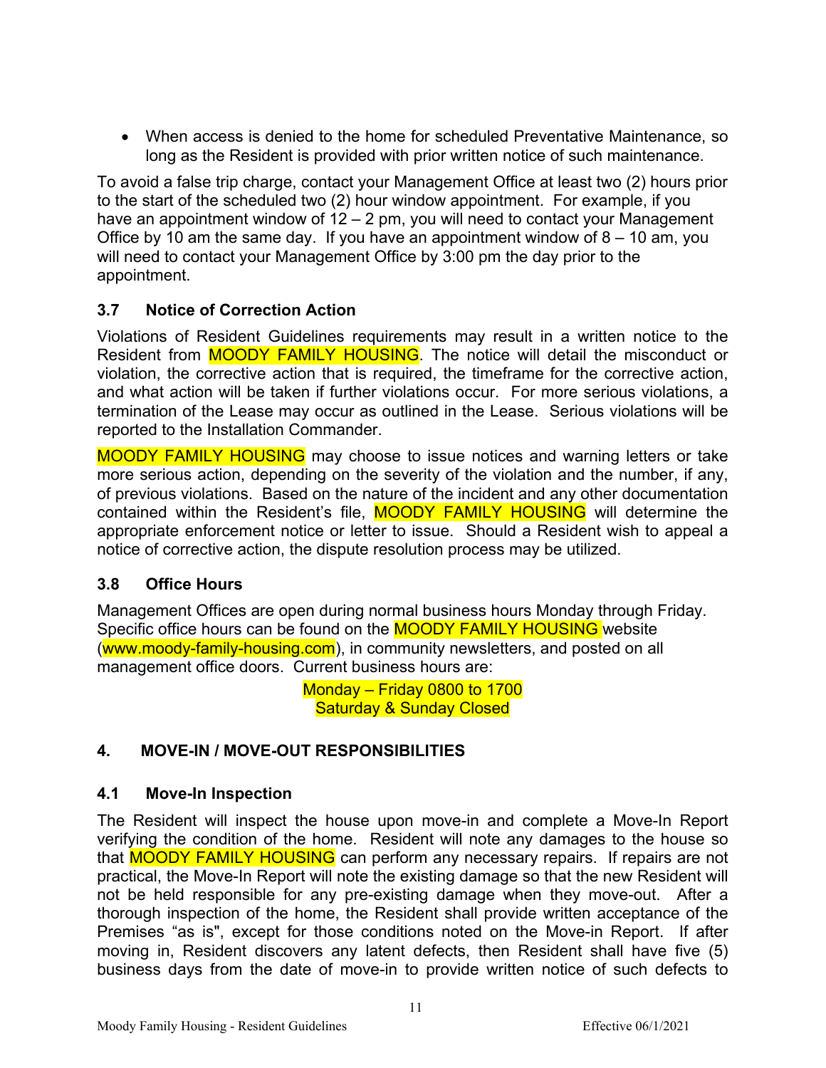- When access is denied to the home for scheduled Preventative Maintenance, so long as the Resident is provided with prior written notice of such maintenance.

To avoid a false trip charge, contact your Management Office at least two (2) hours prior to the start of the scheduled two (2) hour window appointment. For example, if you have an appointment window of 12 – 2 pm, you will need to contact your Management Office by 10 am the same day. If you have an appointment window of 8 – 10 am, you will need to contact your Management Office by 3:00 pm the day prior to the appointment.

### 3.7 Notice of Correction Action

Violations of Resident Guidelines requirements may result in a written notice to the Resident from MOODY FAMILY HOUSING. The notice will detail the misconduct or violation, the corrective action that is required, the timeframe for the corrective action, and what action will be taken if further violations occur. For more serious violations, a termination of the Lease may occur as outlined in the Lease. Serious violations will be reported to the Installation Commander.

MOODY FAMILY HOUSING may choose to issue notices and warning letters or take more serious action, depending on the severity of the violation and the number, if any, of previous violations. Based on the nature of the incident and any other documentation contained within the Resident's file, MOODY FAMILY HOUSING will determine the appropriate enforcement notice or letter to issue. Should a Resident wish to appeal a notice of corrective action, the dispute resolution process may be utilized.

### 3.8 Office Hours

Management Offices are open during normal business hours Monday through Friday. Specific office hours can be found on the MOODY FAMILY HOUSING website (www.moody-family-housing.com), in community newsletters, and posted on all management office doors. Current business hours are:

Monday – Friday 0800 to 1700
Saturday & Sunday Closed

## 4. MOVE-IN / MOVE-OUT RESPONSIBILITIES

### 4.1 Move-In Inspection

The Resident will inspect the house upon move-in and complete a Move-In Report verifying the condition of the home. Resident will note any damages to the house so that MOODY FAMILY HOUSING can perform any necessary repairs. If repairs are not practical, the Move-In Report will note the existing damage so that the new Resident will not be held responsible for any pre-existing damage when they move-out. After a thorough inspection of the home, the Resident shall provide written acceptance of the Premises "as is", except for those conditions noted on the Move-in Report. If after moving in, Resident discovers any latent defects, then Resident shall have five (5) business days from the date of move-in to provide written notice of such defects to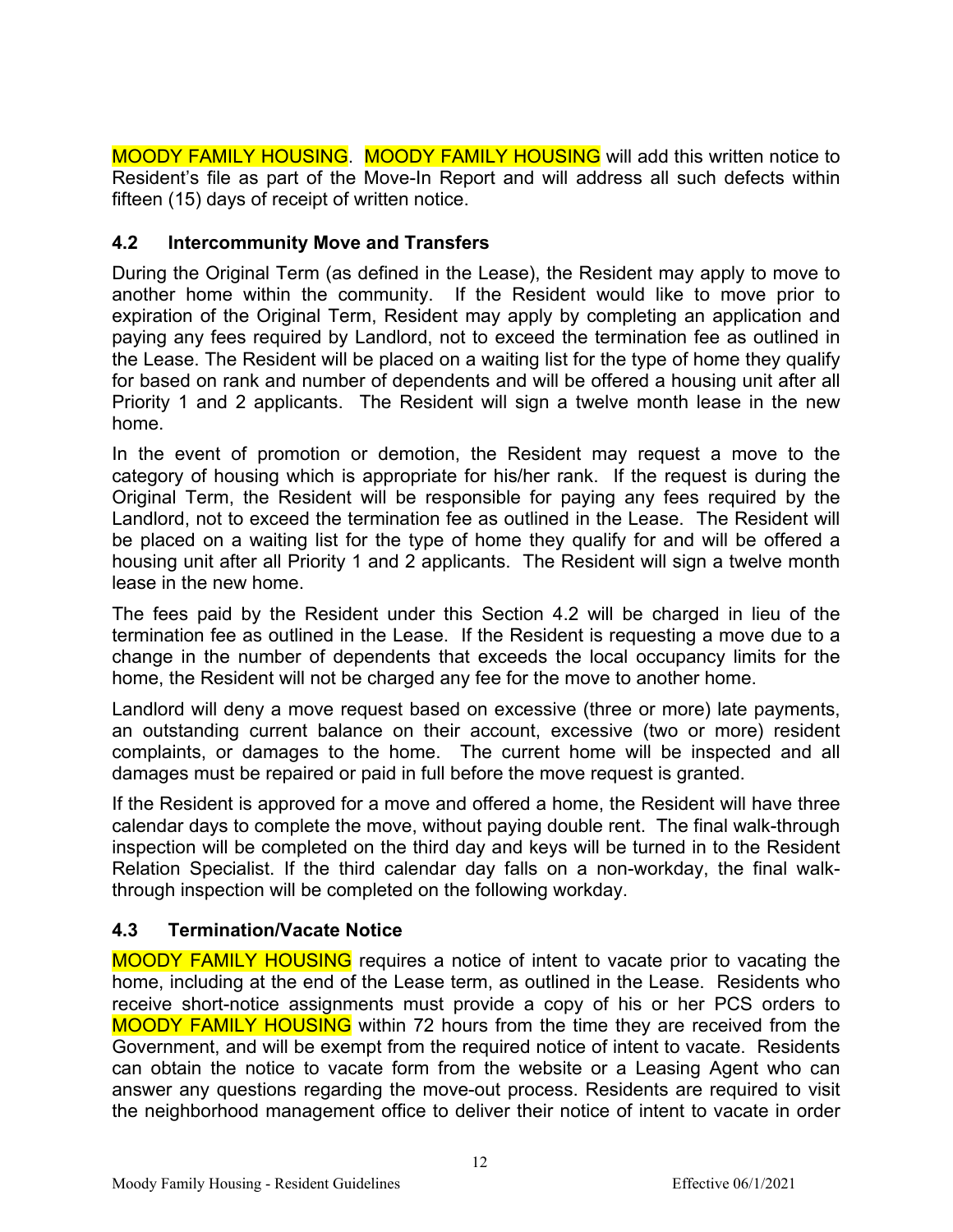MOODY FAMILY HOUSING. MOODY FAMILY HOUSING will add this written notice to Resident's file as part of the Move-In Report and will address all such defects within fifteen (15) days of receipt of written notice.

### 4.2 Intercommunity Move and Transfers

During the Original Term (as defined in the Lease), the Resident may apply to move to another home within the community. If the Resident would like to move prior to expiration of the Original Term, Resident may apply by completing an application and paying any fees required by Landlord, not to exceed the termination fee as outlined in the Lease. The Resident will be placed on a waiting list for the type of home they qualify for based on rank and number of dependents and will be offered a housing unit after all Priority 1 and 2 applicants. The Resident will sign a twelve month lease in the new home.

In the event of promotion or demotion, the Resident may request a move to the category of housing which is appropriate for his/her rank. If the request is during the Original Term, the Resident will be responsible for paying any fees required by the Landlord, not to exceed the termination fee as outlined in the Lease. The Resident will be placed on a waiting list for the type of home they qualify for and will be offered a housing unit after all Priority 1 and 2 applicants. The Resident will sign a twelve month lease in the new home.

The fees paid by the Resident under this Section 4.2 will be charged in lieu of the termination fee as outlined in the Lease. If the Resident is requesting a move due to a change in the number of dependents that exceeds the local occupancy limits for the home, the Resident will not be charged any fee for the move to another home.

Landlord will deny a move request based on excessive (three or more) late payments, an outstanding current balance on their account, excessive (two or more) resident complaints, or damages to the home. The current home will be inspected and all damages must be repaired or paid in full before the move request is granted.

If the Resident is approved for a move and offered a home, the Resident will have three calendar days to complete the move, without paying double rent. The final walk-through inspection will be completed on the third day and keys will be turned in to the Resident Relation Specialist. If the third calendar day falls on a non-workday, the final walk-through inspection will be completed on the following workday.

### 4.3 Termination/Vacate Notice

MOODY FAMILY HOUSING requires a notice of intent to vacate prior to vacating the home, including at the end of the Lease term, as outlined in the Lease. Residents who receive short-notice assignments must provide a copy of his or her PCS orders to MOODY FAMILY HOUSING within 72 hours from the time they are received from the Government, and will be exempt from the required notice of intent to vacate. Residents can obtain the notice to vacate form from the website or a Leasing Agent who can answer any questions regarding the move-out process. Residents are required to visit the neighborhood management office to deliver their notice of intent to vacate in order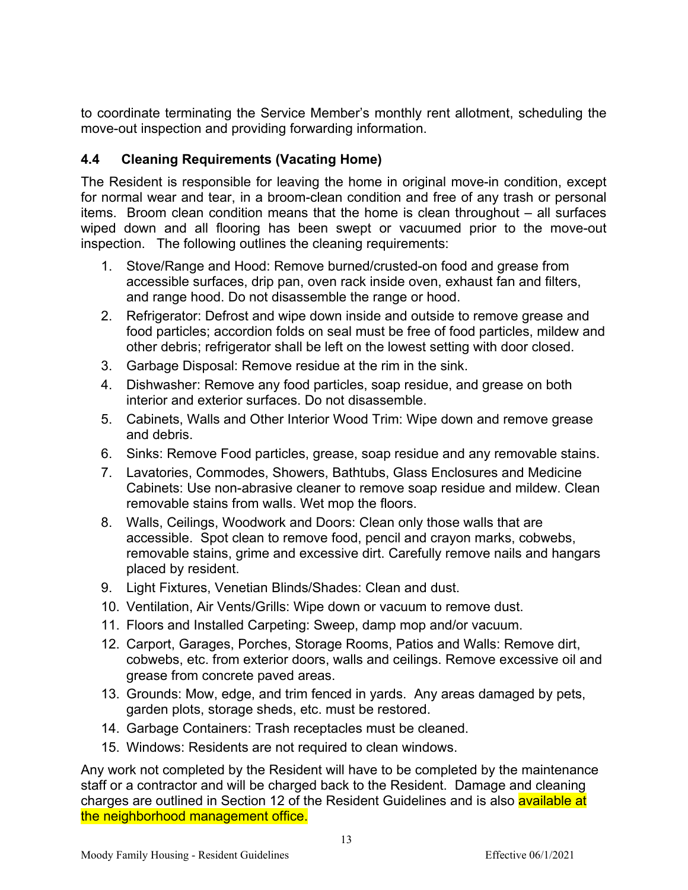to coordinate terminating the Service Member's monthly rent allotment, scheduling the move-out inspection and providing forwarding information.

### 4.4 Cleaning Requirements (Vacating Home)

The Resident is responsible for leaving the home in original move-in condition, except for normal wear and tear, in a broom-clean condition and free of any trash or personal items. Broom clean condition means that the home is clean throughout – all surfaces wiped down and all flooring has been swept or vacuumed prior to the move-out inspection. The following outlines the cleaning requirements:

1. Stove/Range and Hood: Remove burned/crusted-on food and grease from accessible surfaces, drip pan, oven rack inside oven, exhaust fan and filters, and range hood. Do not disassemble the range or hood.
2. Refrigerator: Defrost and wipe down inside and outside to remove grease and food particles; accordion folds on seal must be free of food particles, mildew and other debris; refrigerator shall be left on the lowest setting with door closed.
3. Garbage Disposal: Remove residue at the rim in the sink.
4. Dishwasher: Remove any food particles, soap residue, and grease on both interior and exterior surfaces. Do not disassemble.
5. Cabinets, Walls and Other Interior Wood Trim: Wipe down and remove grease and debris.
6. Sinks: Remove Food particles, grease, soap residue and any removable stains.
7. Lavatories, Commodes, Showers, Bathtubs, Glass Enclosures and Medicine Cabinets: Use non-abrasive cleaner to remove soap residue and mildew. Clean removable stains from walls. Wet mop the floors.
8. Walls, Ceilings, Woodwork and Doors: Clean only those walls that are accessible. Spot clean to remove food, pencil and crayon marks, cobwebs, removable stains, grime and excessive dirt. Carefully remove nails and hangars placed by resident.
9. Light Fixtures, Venetian Blinds/Shades: Clean and dust.
10. Ventilation, Air Vents/Grills: Wipe down or vacuum to remove dust.
11. Floors and Installed Carpeting: Sweep, damp mop and/or vacuum.
12. Carport, Garages, Porches, Storage Rooms, Patios and Walls: Remove dirt, cobwebs, etc. from exterior doors, walls and ceilings. Remove excessive oil and grease from concrete paved areas.
13. Grounds: Mow, edge, and trim fenced in yards. Any areas damaged by pets, garden plots, storage sheds, etc. must be restored.
14. Garbage Containers: Trash receptacles must be cleaned.
15. Windows: Residents are not required to clean windows.

Any work not completed by the Resident will have to be completed by the maintenance staff or a contractor and will be charged back to the Resident. Damage and cleaning charges are outlined in Section 12 of the Resident Guidelines and is also available at the neighborhood management office.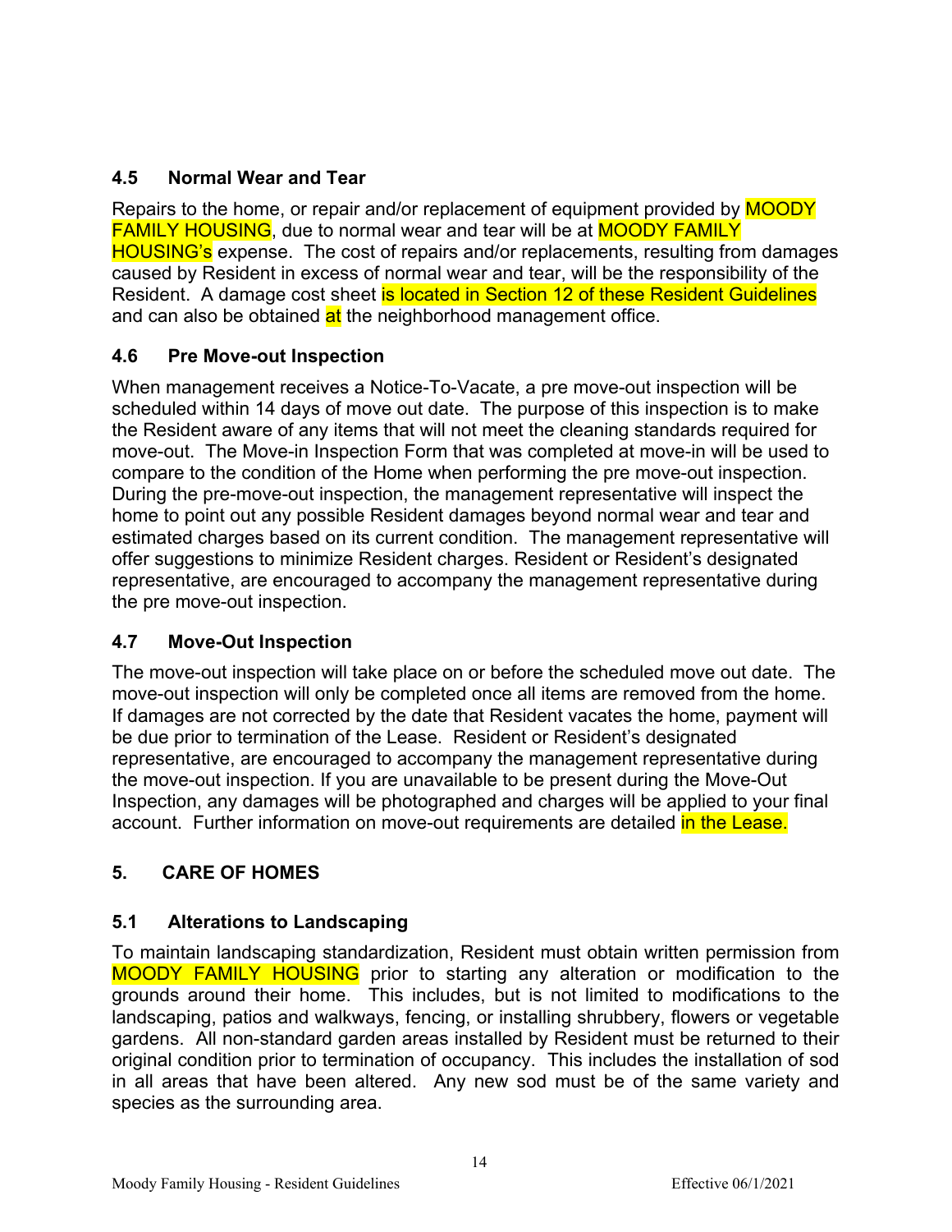### 4.5 Normal Wear and Tear

Repairs to the home, or repair and/or replacement of equipment provided by MOODY FAMILY HOUSING, due to normal wear and tear will be at MOODY FAMILY HOUSING's expense. The cost of repairs and/or replacements, resulting from damages caused by Resident in excess of normal wear and tear, will be the responsibility of the Resident. A damage cost sheet is located in Section 12 of these Resident Guidelines and can also be obtained at the neighborhood management office.

### 4.6 Pre Move-out Inspection

When management receives a Notice-To-Vacate, a pre move-out inspection will be scheduled within 14 days of move out date. The purpose of this inspection is to make the Resident aware of any items that will not meet the cleaning standards required for move-out. The Move-in Inspection Form that was completed at move-in will be used to compare to the condition of the Home when performing the pre move-out inspection. During the pre-move-out inspection, the management representative will inspect the home to point out any possible Resident damages beyond normal wear and tear and estimated charges based on its current condition. The management representative will offer suggestions to minimize Resident charges. Resident or Resident's designated representative, are encouraged to accompany the management representative during the pre move-out inspection.

### 4.7 Move-Out Inspection

The move-out inspection will take place on or before the scheduled move out date. The move-out inspection will only be completed once all items are removed from the home. If damages are not corrected by the date that Resident vacates the home, payment will be due prior to termination of the Lease. Resident or Resident's designated representative, are encouraged to accompany the management representative during the move-out inspection. If you are unavailable to be present during the Move-Out Inspection, any damages will be photographed and charges will be applied to your final account. Further information on move-out requirements are detailed in the Lease.

## 5. CARE OF HOMES

### 5.1 Alterations to Landscaping

To maintain landscaping standardization, Resident must obtain written permission from MOODY FAMILY HOUSING prior to starting any alteration or modification to the grounds around their home. This includes, but is not limited to modifications to the landscaping, patios and walkways, fencing, or installing shrubbery, flowers or vegetable gardens. All non-standard garden areas installed by Resident must be returned to their original condition prior to termination of occupancy. This includes the installation of sod in all areas that have been altered. Any new sod must be of the same variety and species as the surrounding area.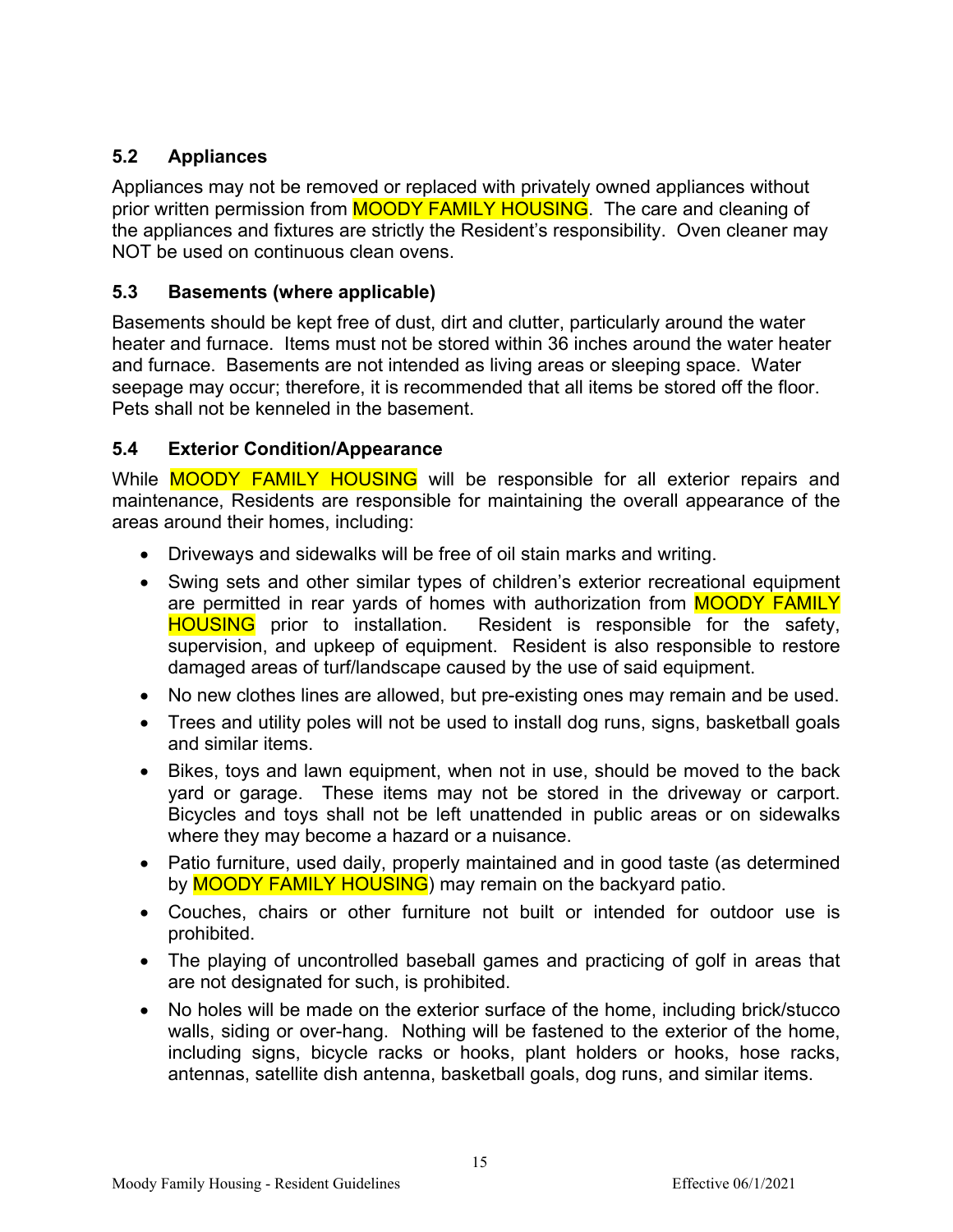### 5.2 Appliances

Appliances may not be removed or replaced with privately owned appliances without prior written permission from MOODY FAMILY HOUSING. The care and cleaning of the appliances and fixtures are strictly the Resident's responsibility. Oven cleaner may NOT be used on continuous clean ovens.

### 5.3 Basements (where applicable)

Basements should be kept free of dust, dirt and clutter, particularly around the water heater and furnace. Items must not be stored within 36 inches around the water heater and furnace. Basements are not intended as living areas or sleeping space. Water seepage may occur; therefore, it is recommended that all items be stored off the floor. Pets shall not be kenneled in the basement.

### 5.4 Exterior Condition/Appearance

While MOODY FAMILY HOUSING will be responsible for all exterior repairs and maintenance, Residents are responsible for maintaining the overall appearance of the areas around their homes, including:

- Driveways and sidewalks will be free of oil stain marks and writing.
- Swing sets and other similar types of children's exterior recreational equipment are permitted in rear yards of homes with authorization from MOODY FAMILY HOUSING prior to installation. Resident is responsible for the safety, supervision, and upkeep of equipment. Resident is also responsible to restore damaged areas of turf/landscape caused by the use of said equipment.
- No new clothes lines are allowed, but pre-existing ones may remain and be used.
- Trees and utility poles will not be used to install dog runs, signs, basketball goals and similar items.
- Bikes, toys and lawn equipment, when not in use, should be moved to the back yard or garage. These items may not be stored in the driveway or carport. Bicycles and toys shall not be left unattended in public areas or on sidewalks where they may become a hazard or a nuisance.
- Patio furniture, used daily, properly maintained and in good taste (as determined by MOODY FAMILY HOUSING) may remain on the backyard patio.
- Couches, chairs or other furniture not built or intended for outdoor use is prohibited.
- The playing of uncontrolled baseball games and practicing of golf in areas that are not designated for such, is prohibited.
- No holes will be made on the exterior surface of the home, including brick/stucco walls, siding or over-hang. Nothing will be fastened to the exterior of the home, including signs, bicycle racks or hooks, plant holders or hooks, hose racks, antennas, satellite dish antenna, basketball goals, dog runs, and similar items.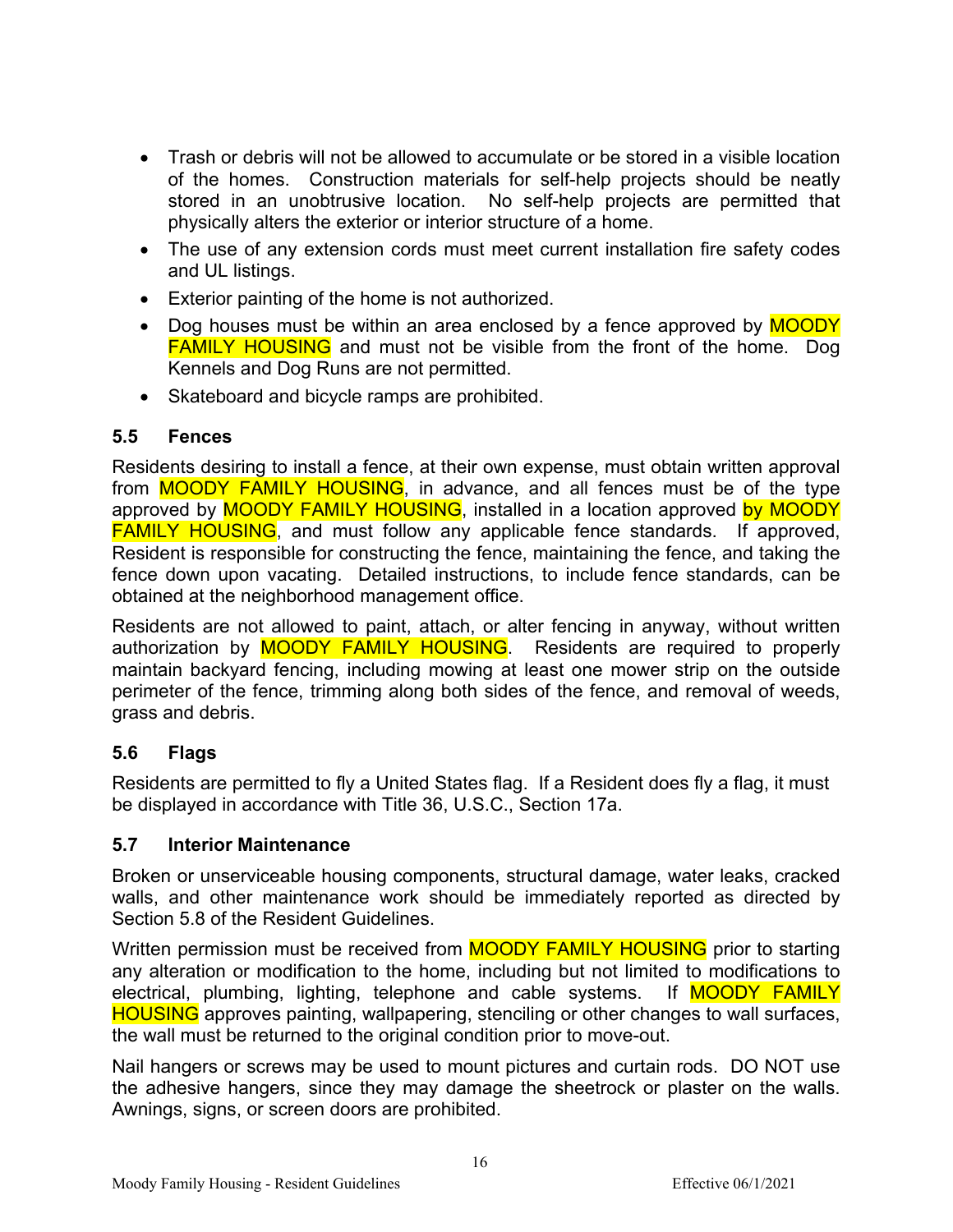- Trash or debris will not be allowed to accumulate or be stored in a visible location of the homes. Construction materials for self-help projects should be neatly stored in an unobtrusive location. No self-help projects are permitted that physically alters the exterior or interior structure of a home.
- The use of any extension cords must meet current installation fire safety codes and UL listings.
- Exterior painting of the home is not authorized.
- Dog houses must be within an area enclosed by a fence approved by MOODY FAMILY HOUSING and must not be visible from the front of the home. Dog Kennels and Dog Runs are not permitted.
- Skateboard and bicycle ramps are prohibited.

### 5.5 Fences

Residents desiring to install a fence, at their own expense, must obtain written approval from MOODY FAMILY HOUSING, in advance, and all fences must be of the type approved by MOODY FAMILY HOUSING, installed in a location approved by MOODY FAMILY HOUSING, and must follow any applicable fence standards. If approved, Resident is responsible for constructing the fence, maintaining the fence, and taking the fence down upon vacating. Detailed instructions, to include fence standards, can be obtained at the neighborhood management office.

Residents are not allowed to paint, attach, or alter fencing in anyway, without written authorization by MOODY FAMILY HOUSING. Residents are required to properly maintain backyard fencing, including mowing at least one mower strip on the outside perimeter of the fence, trimming along both sides of the fence, and removal of weeds, grass and debris.

### 5.6 Flags

Residents are permitted to fly a United States flag. If a Resident does fly a flag, it must be displayed in accordance with Title 36, U.S.C., Section 17a.

### 5.7 Interior Maintenance

Broken or unserviceable housing components, structural damage, water leaks, cracked walls, and other maintenance work should be immediately reported as directed by Section 5.8 of the Resident Guidelines.

Written permission must be received from MOODY FAMILY HOUSING prior to starting any alteration or modification to the home, including but not limited to modifications to electrical, plumbing, lighting, telephone and cable systems. If MOODY FAMILY HOUSING approves painting, wallpapering, stenciling or other changes to wall surfaces, the wall must be returned to the original condition prior to move-out.

Nail hangers or screws may be used to mount pictures and curtain rods. DO NOT use the adhesive hangers, since they may damage the sheetrock or plaster on the walls. Awnings, signs, or screen doors are prohibited.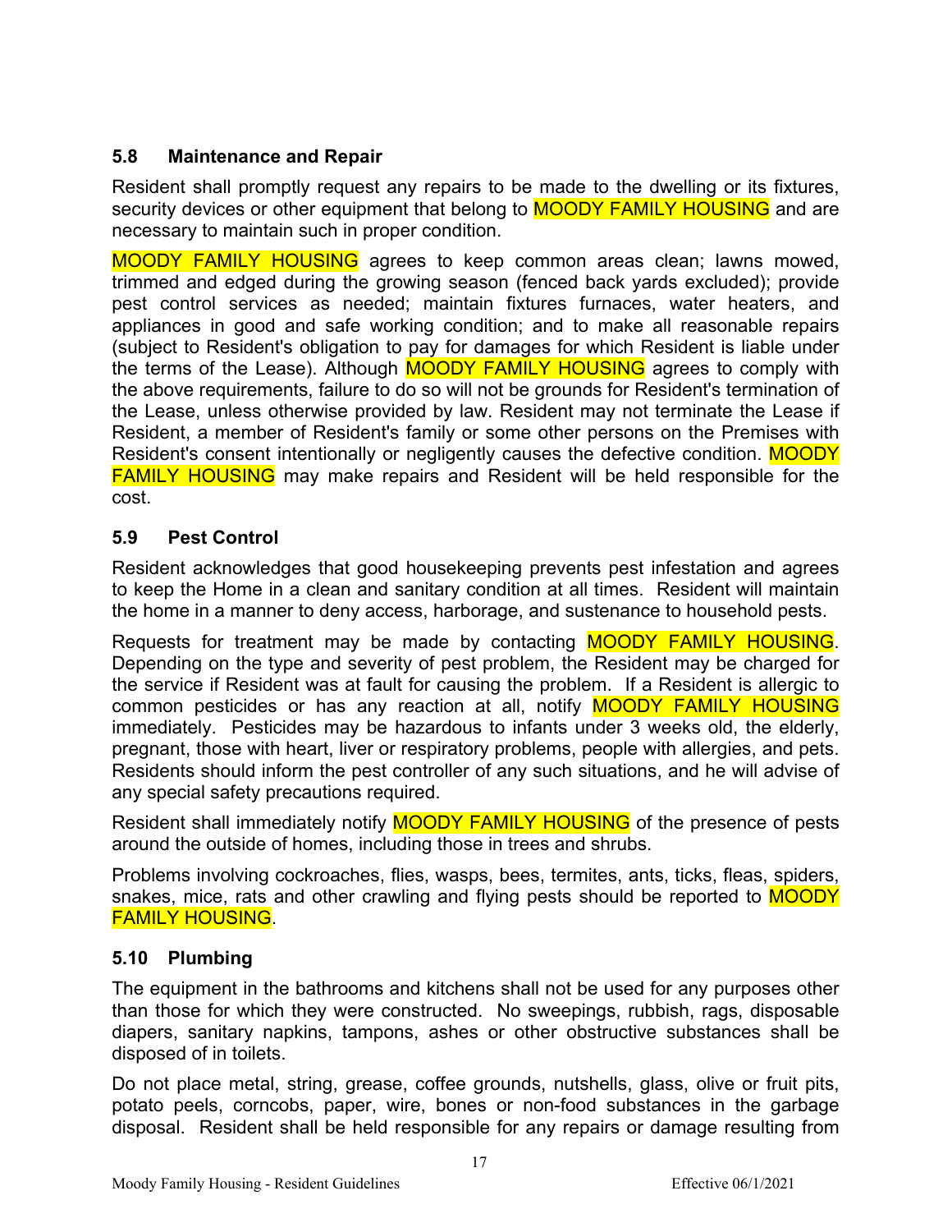### 5.8 Maintenance and Repair

Resident shall promptly request any repairs to be made to the dwelling or its fixtures, security devices or other equipment that belong to MOODY FAMILY HOUSING and are necessary to maintain such in proper condition.

MOODY FAMILY HOUSING agrees to keep common areas clean; lawns mowed, trimmed and edged during the growing season (fenced back yards excluded); provide pest control services as needed; maintain fixtures furnaces, water heaters, and appliances in good and safe working condition; and to make all reasonable repairs (subject to Resident's obligation to pay for damages for which Resident is liable under the terms of the Lease). Although MOODY FAMILY HOUSING agrees to comply with the above requirements, failure to do so will not be grounds for Resident's termination of the Lease, unless otherwise provided by law. Resident may not terminate the Lease if Resident, a member of Resident's family or some other persons on the Premises with Resident's consent intentionally or negligently causes the defective condition. MOODY FAMILY HOUSING may make repairs and Resident will be held responsible for the cost.

### 5.9 Pest Control

Resident acknowledges that good housekeeping prevents pest infestation and agrees to keep the Home in a clean and sanitary condition at all times. Resident will maintain the home in a manner to deny access, harborage, and sustenance to household pests.

Requests for treatment may be made by contacting MOODY FAMILY HOUSING. Depending on the type and severity of pest problem, the Resident may be charged for the service if Resident was at fault for causing the problem. If a Resident is allergic to common pesticides or has any reaction at all, notify MOODY FAMILY HOUSING immediately. Pesticides may be hazardous to infants under 3 weeks old, the elderly, pregnant, those with heart, liver or respiratory problems, people with allergies, and pets. Residents should inform the pest controller of any such situations, and he will advise of any special safety precautions required.

Resident shall immediately notify MOODY FAMILY HOUSING of the presence of pests around the outside of homes, including those in trees and shrubs.

Problems involving cockroaches, flies, wasps, bees, termites, ants, ticks, fleas, spiders, snakes, mice, rats and other crawling and flying pests should be reported to MOODY FAMILY HOUSING.

### 5.10 Plumbing

The equipment in the bathrooms and kitchens shall not be used for any purposes other than those for which they were constructed. No sweepings, rubbish, rags, disposable diapers, sanitary napkins, tampons, ashes or other obstructive substances shall be disposed of in toilets.

Do not place metal, string, grease, coffee grounds, nutshells, glass, olive or fruit pits, potato peels, corncobs, paper, wire, bones or non-food substances in the garbage disposal. Resident shall be held responsible for any repairs or damage resulting from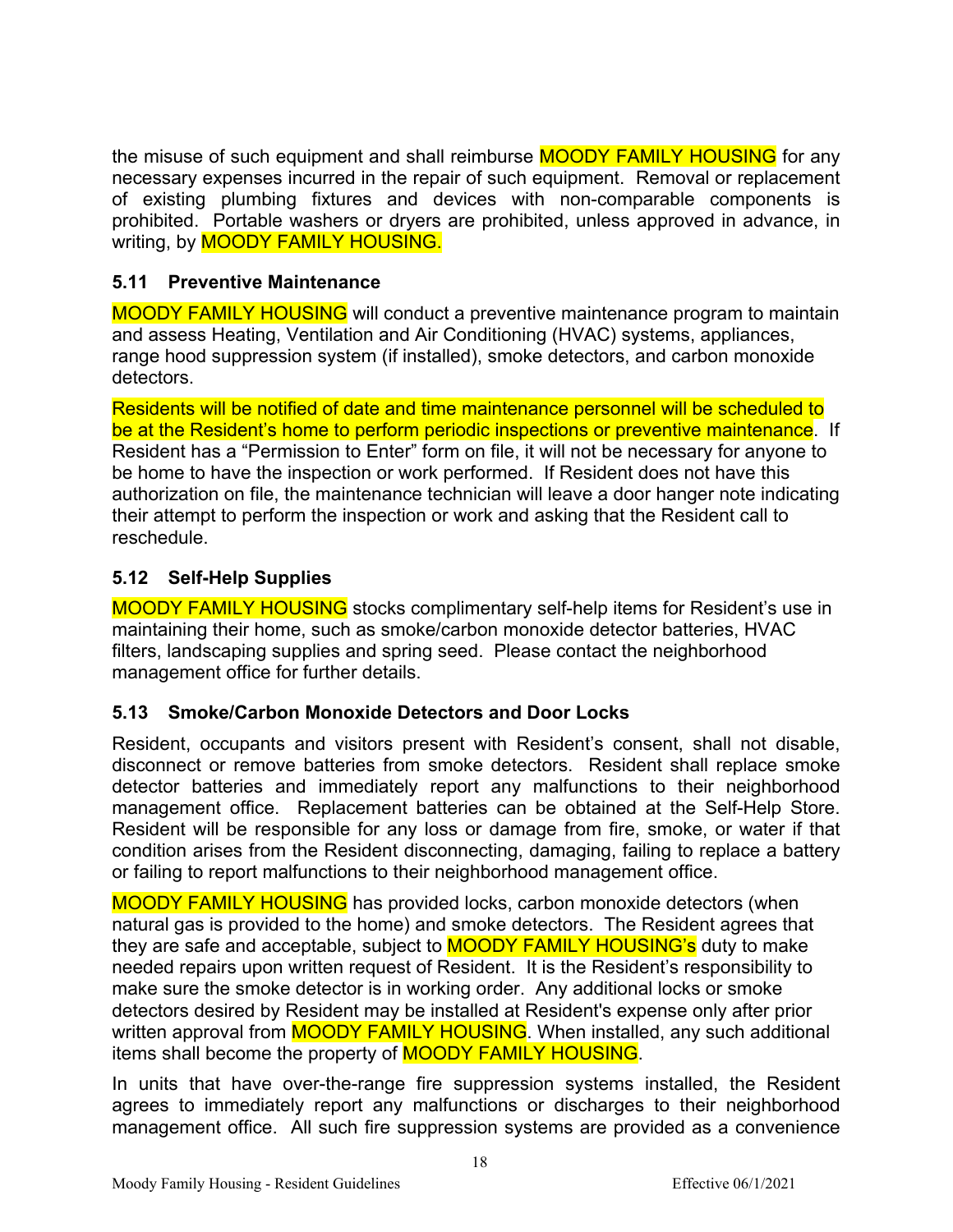the misuse of such equipment and shall reimburse MOODY FAMILY HOUSING for any necessary expenses incurred in the repair of such equipment. Removal or replacement of existing plumbing fixtures and devices with non-comparable components is prohibited. Portable washers or dryers are prohibited, unless approved in advance, in writing, by MOODY FAMILY HOUSING.

### 5.11 Preventive Maintenance

MOODY FAMILY HOUSING will conduct a preventive maintenance program to maintain and assess Heating, Ventilation and Air Conditioning (HVAC) systems, appliances, range hood suppression system (if installed), smoke detectors, and carbon monoxide detectors.

Residents will be notified of date and time maintenance personnel will be scheduled to be at the Resident's home to perform periodic inspections or preventive maintenance. If Resident has a "Permission to Enter" form on file, it will not be necessary for anyone to be home to have the inspection or work performed. If Resident does not have this authorization on file, the maintenance technician will leave a door hanger note indicating their attempt to perform the inspection or work and asking that the Resident call to reschedule.

### 5.12 Self-Help Supplies

MOODY FAMILY HOUSING stocks complimentary self-help items for Resident's use in maintaining their home, such as smoke/carbon monoxide detector batteries, HVAC filters, landscaping supplies and spring seed. Please contact the neighborhood management office for further details.

### 5.13 Smoke/Carbon Monoxide Detectors and Door Locks

Resident, occupants and visitors present with Resident's consent, shall not disable, disconnect or remove batteries from smoke detectors. Resident shall replace smoke detector batteries and immediately report any malfunctions to their neighborhood management office. Replacement batteries can be obtained at the Self-Help Store. Resident will be responsible for any loss or damage from fire, smoke, or water if that condition arises from the Resident disconnecting, damaging, failing to replace a battery or failing to report malfunctions to their neighborhood management office.

MOODY FAMILY HOUSING has provided locks, carbon monoxide detectors (when natural gas is provided to the home) and smoke detectors. The Resident agrees that they are safe and acceptable, subject to MOODY FAMILY HOUSING's duty to make needed repairs upon written request of Resident. It is the Resident's responsibility to make sure the smoke detector is in working order. Any additional locks or smoke detectors desired by Resident may be installed at Resident's expense only after prior written approval from MOODY FAMILY HOUSING. When installed, any such additional items shall become the property of MOODY FAMILY HOUSING.

In units that have over-the-range fire suppression systems installed, the Resident agrees to immediately report any malfunctions or discharges to their neighborhood management office. All such fire suppression systems are provided as a convenience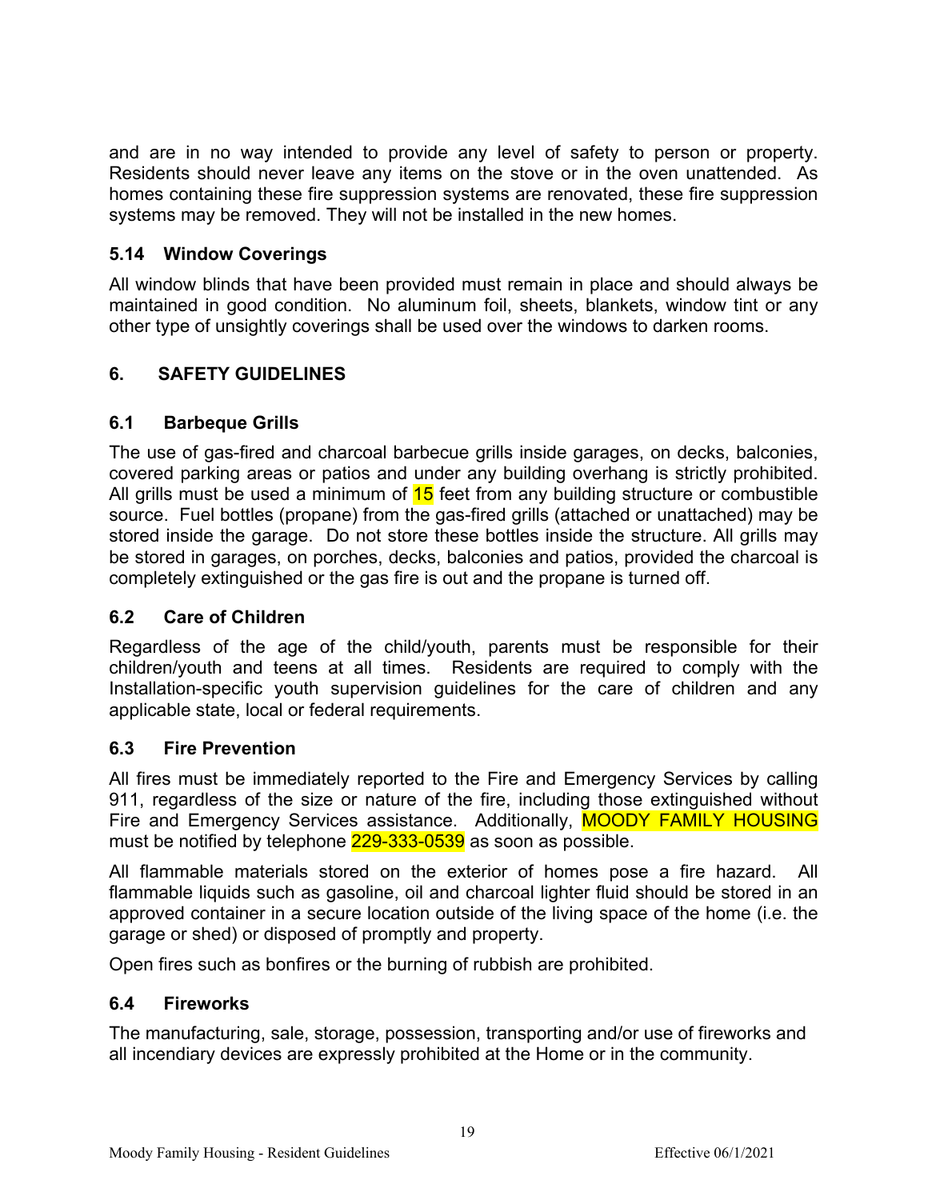and are in no way intended to provide any level of safety to person or property. Residents should never leave any items on the stove or in the oven unattended. As homes containing these fire suppression systems are renovated, these fire suppression systems may be removed. They will not be installed in the new homes.

### 5.14 Window Coverings

All window blinds that have been provided must remain in place and should always be maintained in good condition. No aluminum foil, sheets, blankets, window tint or any other type of unsightly coverings shall be used over the windows to darken rooms.

## 6. SAFETY GUIDELINES

### 6.1 Barbeque Grills

The use of gas-fired and charcoal barbecue grills inside garages, on decks, balconies, covered parking areas or patios and under any building overhang is strictly prohibited. All grills must be used a minimum of 15 feet from any building structure or combustible source. Fuel bottles (propane) from the gas-fired grills (attached or unattached) may be stored inside the garage. Do not store these bottles inside the structure. All grills may be stored in garages, on porches, decks, balconies and patios, provided the charcoal is completely extinguished or the gas fire is out and the propane is turned off.

### 6.2 Care of Children

Regardless of the age of the child/youth, parents must be responsible for their children/youth and teens at all times. Residents are required to comply with the Installation-specific youth supervision guidelines for the care of children and any applicable state, local or federal requirements.

### 6.3 Fire Prevention

All fires must be immediately reported to the Fire and Emergency Services by calling 911, regardless of the size or nature of the fire, including those extinguished without Fire and Emergency Services assistance. Additionally, MOODY FAMILY HOUSING must be notified by telephone 229-333-0539 as soon as possible.

All flammable materials stored on the exterior of homes pose a fire hazard. All flammable liquids such as gasoline, oil and charcoal lighter fluid should be stored in an approved container in a secure location outside of the living space of the home (i.e. the garage or shed) or disposed of promptly and property.

Open fires such as bonfires or the burning of rubbish are prohibited.

### 6.4 Fireworks

The manufacturing, sale, storage, possession, transporting and/or use of fireworks and all incendiary devices are expressly prohibited at the Home or in the community.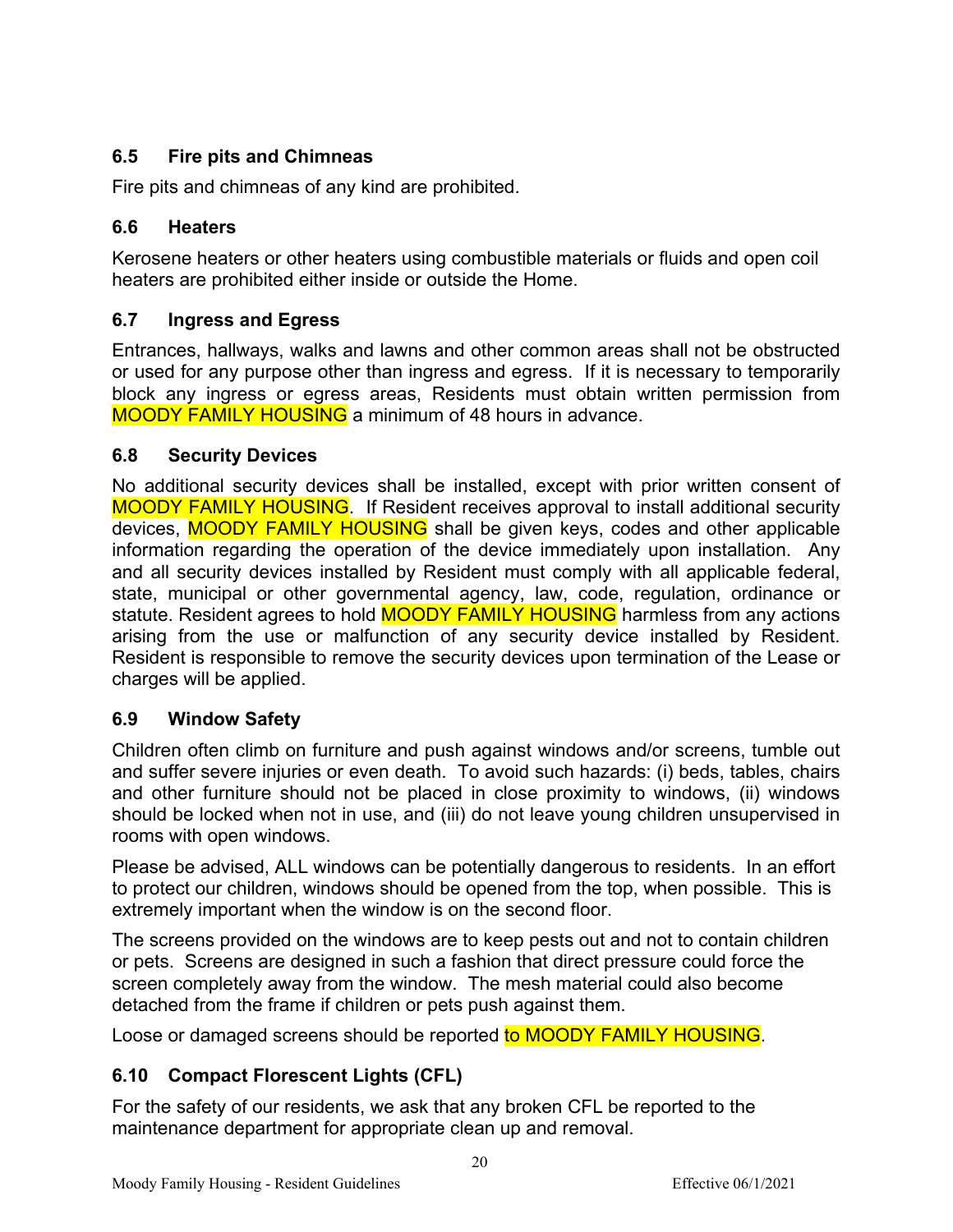### 6.5 Fire pits and Chimneas

Fire pits and chimneas of any kind are prohibited.

### 6.6 Heaters

Kerosene heaters or other heaters using combustible materials or fluids and open coil heaters are prohibited either inside or outside the Home.

### 6.7 Ingress and Egress

Entrances, hallways, walks and lawns and other common areas shall not be obstructed or used for any purpose other than ingress and egress. If it is necessary to temporarily block any ingress or egress areas, Residents must obtain written permission from MOODY FAMILY HOUSING a minimum of 48 hours in advance.

### 6.8 Security Devices

No additional security devices shall be installed, except with prior written consent of MOODY FAMILY HOUSING. If Resident receives approval to install additional security devices, MOODY FAMILY HOUSING shall be given keys, codes and other applicable information regarding the operation of the device immediately upon installation. Any and all security devices installed by Resident must comply with all applicable federal, state, municipal or other governmental agency, law, code, regulation, ordinance or statute. Resident agrees to hold MOODY FAMILY HOUSING harmless from any actions arising from the use or malfunction of any security device installed by Resident. Resident is responsible to remove the security devices upon termination of the Lease or charges will be applied.

### 6.9 Window Safety

Children often climb on furniture and push against windows and/or screens, tumble out and suffer severe injuries or even death. To avoid such hazards: (i) beds, tables, chairs and other furniture should not be placed in close proximity to windows, (ii) windows should be locked when not in use, and (iii) do not leave young children unsupervised in rooms with open windows.

Please be advised, ALL windows can be potentially dangerous to residents. In an effort to protect our children, windows should be opened from the top, when possible. This is extremely important when the window is on the second floor.

The screens provided on the windows are to keep pests out and not to contain children or pets. Screens are designed in such a fashion that direct pressure could force the screen completely away from the window. The mesh material could also become detached from the frame if children or pets push against them.

Loose or damaged screens should be reported to MOODY FAMILY HOUSING.

### 6.10 Compact Florescent Lights (CFL)

For the safety of our residents, we ask that any broken CFL be reported to the maintenance department for appropriate clean up and removal.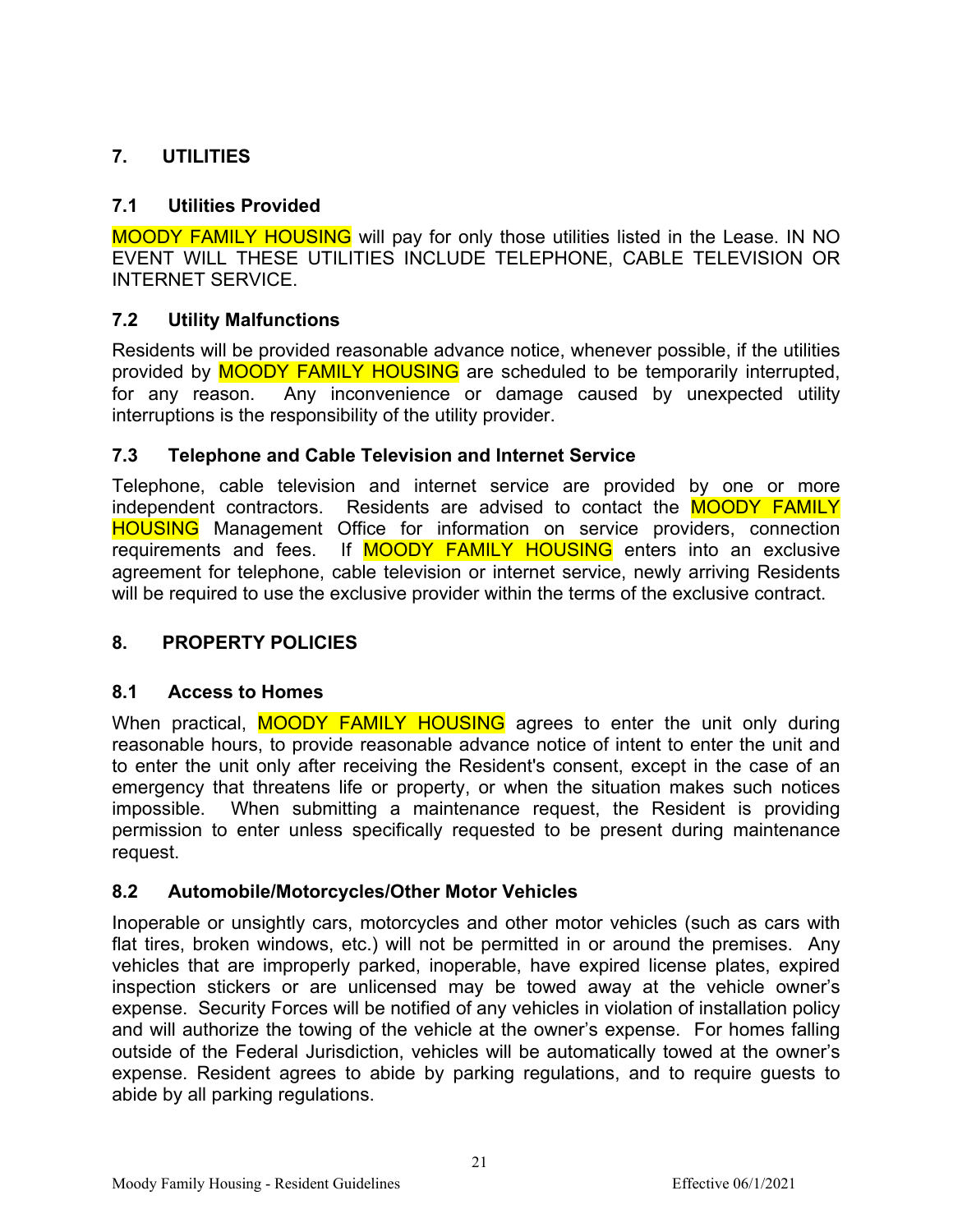## 7. UTILITIES

### 7.1 Utilities Provided

MOODY FAMILY HOUSING will pay for only those utilities listed in the Lease. IN NO EVENT WILL THESE UTILITIES INCLUDE TELEPHONE, CABLE TELEVISION OR INTERNET SERVICE.

### 7.2 Utility Malfunctions

Residents will be provided reasonable advance notice, whenever possible, if the utilities provided by MOODY FAMILY HOUSING are scheduled to be temporarily interrupted, for any reason. Any inconvenience or damage caused by unexpected utility interruptions is the responsibility of the utility provider.

### 7.3 Telephone and Cable Television and Internet Service

Telephone, cable television and internet service are provided by one or more independent contractors. Residents are advised to contact the MOODY FAMILY HOUSING Management Office for information on service providers, connection requirements and fees. If MOODY FAMILY HOUSING enters into an exclusive agreement for telephone, cable television or internet service, newly arriving Residents will be required to use the exclusive provider within the terms of the exclusive contract.

## 8. PROPERTY POLICIES

### 8.1 Access to Homes

When practical, MOODY FAMILY HOUSING agrees to enter the unit only during reasonable hours, to provide reasonable advance notice of intent to enter the unit and to enter the unit only after receiving the Resident's consent, except in the case of an emergency that threatens life or property, or when the situation makes such notices impossible. When submitting a maintenance request, the Resident is providing permission to enter unless specifically requested to be present during maintenance request.

### 8.2 Automobile/Motorcycles/Other Motor Vehicles

Inoperable or unsightly cars, motorcycles and other motor vehicles (such as cars with flat tires, broken windows, etc.) will not be permitted in or around the premises. Any vehicles that are improperly parked, inoperable, have expired license plates, expired inspection stickers or are unlicensed may be towed away at the vehicle owner's expense. Security Forces will be notified of any vehicles in violation of installation policy and will authorize the towing of the vehicle at the owner's expense. For homes falling outside of the Federal Jurisdiction, vehicles will be automatically towed at the owner's expense. Resident agrees to abide by parking regulations, and to require guests to abide by all parking regulations.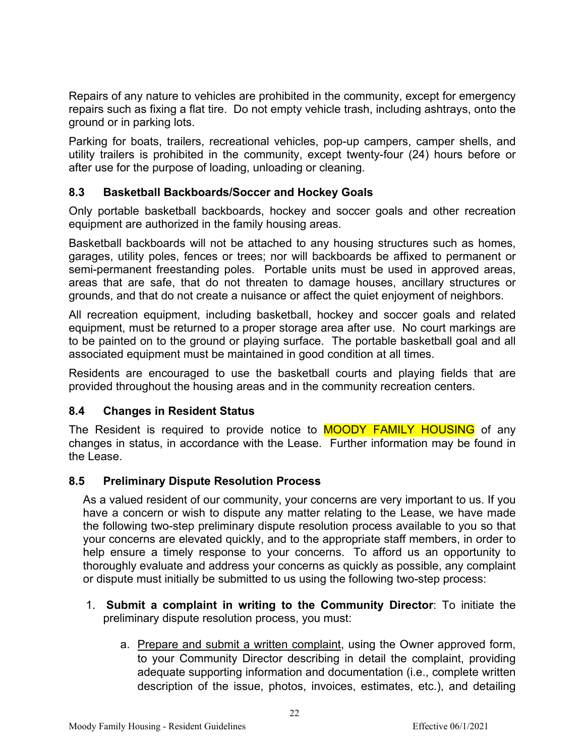Repairs of any nature to vehicles are prohibited in the community, except for emergency repairs such as fixing a flat tire. Do not empty vehicle trash, including ashtrays, onto the ground or in parking lots.

Parking for boats, trailers, recreational vehicles, pop-up campers, camper shells, and utility trailers is prohibited in the community, except twenty-four (24) hours before or after use for the purpose of loading, unloading or cleaning.

### 8.3 Basketball Backboards/Soccer and Hockey Goals

Only portable basketball backboards, hockey and soccer goals and other recreation equipment are authorized in the family housing areas.

Basketball backboards will not be attached to any housing structures such as homes, garages, utility poles, fences or trees; nor will backboards be affixed to permanent or semi-permanent freestanding poles. Portable units must be used in approved areas, areas that are safe, that do not threaten to damage houses, ancillary structures or grounds, and that do not create a nuisance or affect the quiet enjoyment of neighbors.

All recreation equipment, including basketball, hockey and soccer goals and related equipment, must be returned to a proper storage area after use. No court markings are to be painted on to the ground or playing surface. The portable basketball goal and all associated equipment must be maintained in good condition at all times.

Residents are encouraged to use the basketball courts and playing fields that are provided throughout the housing areas and in the community recreation centers.

### 8.4 Changes in Resident Status

The Resident is required to provide notice to MOODY FAMILY HOUSING of any changes in status, in accordance with the Lease. Further information may be found in the Lease.

### 8.5 Preliminary Dispute Resolution Process

As a valued resident of our community, your concerns are very important to us. If you have a concern or wish to dispute any matter relating to the Lease, we have made the following two-step preliminary dispute resolution process available to you so that your concerns are elevated quickly, and to the appropriate staff members, in order to help ensure a timely response to your concerns. To afford us an opportunity to thoroughly evaluate and address your concerns as quickly as possible, any complaint or dispute must initially be submitted to us using the following two-step process:

1. **Submit a complaint in writing to the Community Director**: To initiate the preliminary dispute resolution process, you must:

   a. Prepare and submit a written complaint, using the Owner approved form, to your Community Director describing in detail the complaint, providing adequate supporting information and documentation (i.e., complete written description of the issue, photos, invoices, estimates, etc.), and detailing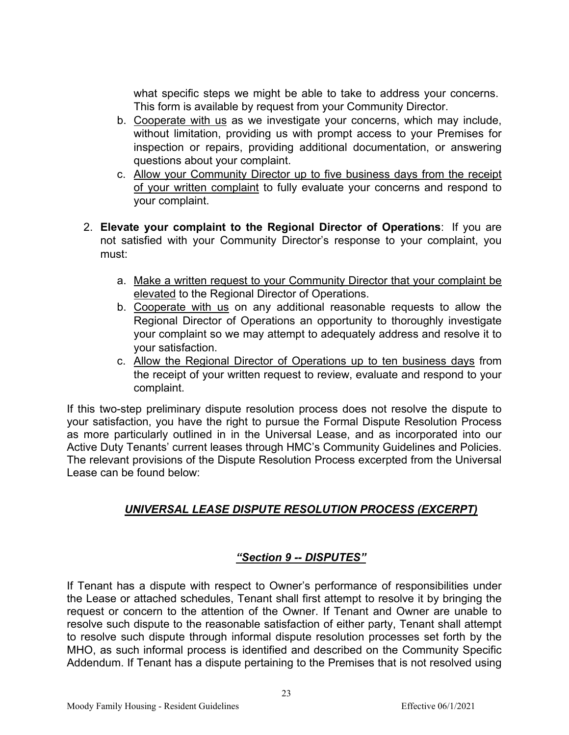what specific steps we might be able to take to address your concerns. This form is available by request from your Community Director.

b. Cooperate with us as we investigate your concerns, which may include, without limitation, providing us with prompt access to your Premises for inspection or repairs, providing additional documentation, or answering questions about your complaint.

c. Allow your Community Director up to five business days from the receipt of your written complaint to fully evaluate your concerns and respond to your complaint.

2. **Elevate your complaint to the Regional Director of Operations**: If you are not satisfied with your Community Director's response to your complaint, you must:

   a. Make a written request to your Community Director that your complaint be elevated to the Regional Director of Operations.
   b. Cooperate with us on any additional reasonable requests to allow the Regional Director of Operations an opportunity to thoroughly investigate your complaint so we may attempt to adequately address and resolve it to your satisfaction.
   c. Allow the Regional Director of Operations up to ten business days from the receipt of your written request to review, evaluate and respond to your complaint.

If this two-step preliminary dispute resolution process does not resolve the dispute to your satisfaction, you have the right to pursue the Formal Dispute Resolution Process as more particularly outlined in in the Universal Lease, and as incorporated into our Active Duty Tenants' current leases through HMC's Community Guidelines and Policies. The relevant provisions of the Dispute Resolution Process excerpted from the Universal Lease can be found below:

## ***UNIVERSAL LEASE DISPUTE RESOLUTION PROCESS (EXCERPT)***

### ***"Section 9 -- DISPUTES"***

If Tenant has a dispute with respect to Owner's performance of responsibilities under the Lease or attached schedules, Tenant shall first attempt to resolve it by bringing the request or concern to the attention of the Owner. If Tenant and Owner are unable to resolve such dispute to the reasonable satisfaction of either party, Tenant shall attempt to resolve such dispute through informal dispute resolution processes set forth by the MHO, as such informal process is identified and described on the Community Specific Addendum. If Tenant has a dispute pertaining to the Premises that is not resolved using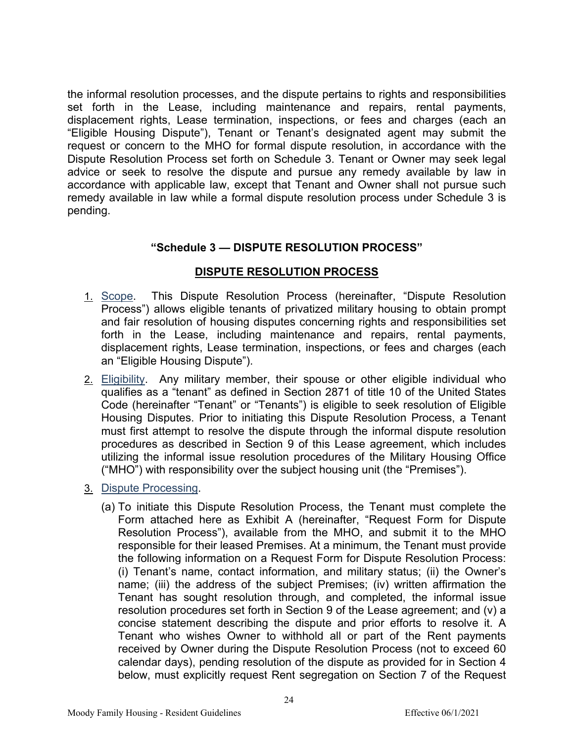the informal resolution processes, and the dispute pertains to rights and responsibilities set forth in the Lease, including maintenance and repairs, rental payments, displacement rights, Lease termination, inspections, or fees and charges (each an "Eligible Housing Dispute"), Tenant or Tenant's designated agent may submit the request or concern to the MHO for formal dispute resolution, in accordance with the Dispute Resolution Process set forth on Schedule 3. Tenant or Owner may seek legal advice or seek to resolve the dispute and pursue any remedy available by law in accordance with applicable law, except that Tenant and Owner shall not pursue such remedy available in law while a formal dispute resolution process under Schedule 3 is pending.

**"Schedule 3 — DISPUTE RESOLUTION PROCESS"**

**DISPUTE RESOLUTION PROCESS**

1. Scope. This Dispute Resolution Process (hereinafter, "Dispute Resolution Process") allows eligible tenants of privatized military housing to obtain prompt and fair resolution of housing disputes concerning rights and responsibilities set forth in the Lease, including maintenance and repairs, rental payments, displacement rights, Lease termination, inspections, or fees and charges (each an "Eligible Housing Dispute").
2. Eligibility. Any military member, their spouse or other eligible individual who qualifies as a "tenant" as defined in Section 2871 of title 10 of the United States Code (hereinafter "Tenant" or "Tenants") is eligible to seek resolution of Eligible Housing Disputes. Prior to initiating this Dispute Resolution Process, a Tenant must first attempt to resolve the dispute through the informal dispute resolution procedures as described in Section 9 of this Lease agreement, which includes utilizing the informal issue resolution procedures of the Military Housing Office ("MHO") with responsibility over the subject housing unit (the "Premises").
3. Dispute Processing.
   (a) To initiate this Dispute Resolution Process, the Tenant must complete the Form attached here as Exhibit A (hereinafter, "Request Form for Dispute Resolution Process"), available from the MHO, and submit it to the MHO responsible for their leased Premises. At a minimum, the Tenant must provide the following information on a Request Form for Dispute Resolution Process: (i) Tenant's name, contact information, and military status; (ii) the Owner's name; (iii) the address of the subject Premises; (iv) written affirmation the Tenant has sought resolution through, and completed, the informal issue resolution procedures set forth in Section 9 of the Lease agreement; and (v) a concise statement describing the dispute and prior efforts to resolve it. A Tenant who wishes Owner to withhold all or part of the Rent payments received by Owner during the Dispute Resolution Process (not to exceed 60 calendar days), pending resolution of the dispute as provided for in Section 4 below, must explicitly request Rent segregation on Section 7 of the Request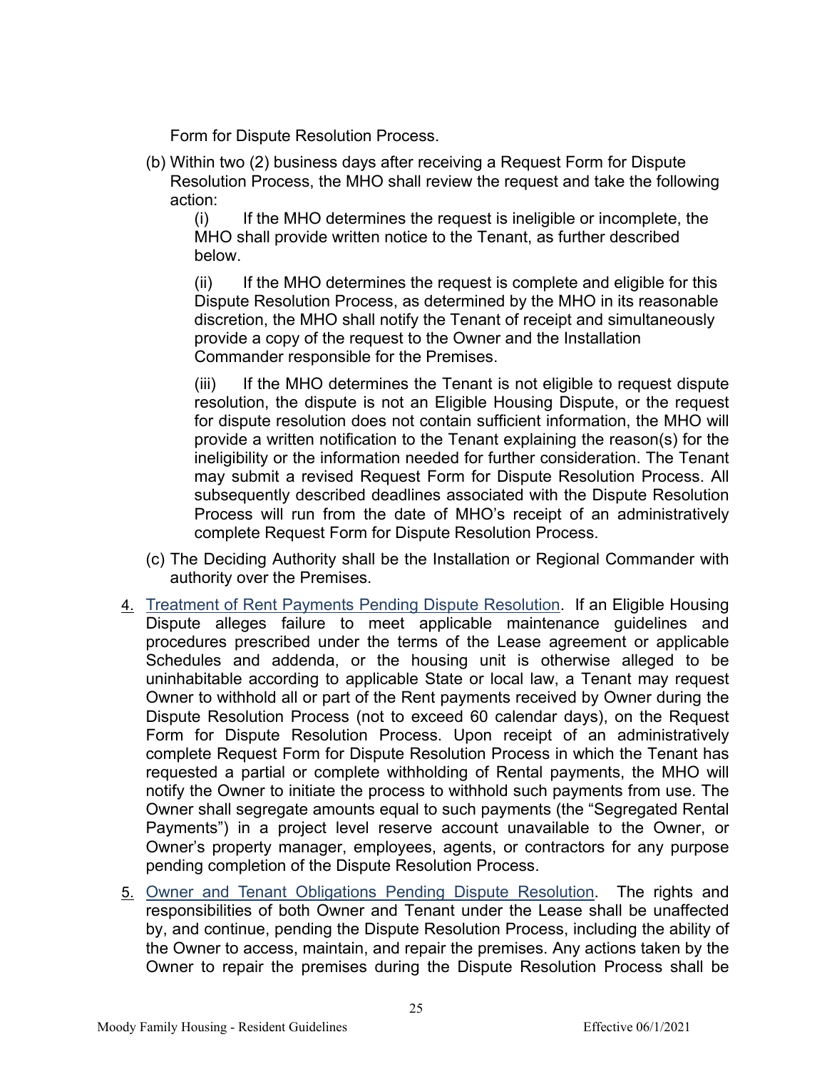Form for Dispute Resolution Process.

(b) Within two (2) business days after receiving a Request Form for Dispute Resolution Process, the MHO shall review the request and take the following action:

(i) If the MHO determines the request is ineligible or incomplete, the MHO shall provide written notice to the Tenant, as further described below.

(ii) If the MHO determines the request is complete and eligible for this Dispute Resolution Process, as determined by the MHO in its reasonable discretion, the MHO shall notify the Tenant of receipt and simultaneously provide a copy of the request to the Owner and the Installation Commander responsible for the Premises.

(iii) If the MHO determines the Tenant is not eligible to request dispute resolution, the dispute is not an Eligible Housing Dispute, or the request for dispute resolution does not contain sufficient information, the MHO will provide a written notification to the Tenant explaining the reason(s) for the ineligibility or the information needed for further consideration. The Tenant may submit a revised Request Form for Dispute Resolution Process. All subsequently described deadlines associated with the Dispute Resolution Process will run from the date of MHO's receipt of an administratively complete Request Form for Dispute Resolution Process.

(c) The Deciding Authority shall be the Installation or Regional Commander with authority over the Premises.

4. Treatment of Rent Payments Pending Dispute Resolution. If an Eligible Housing Dispute alleges failure to meet applicable maintenance guidelines and procedures prescribed under the terms of the Lease agreement or applicable Schedules and addenda, or the housing unit is otherwise alleged to be uninhabitable according to applicable State or local law, a Tenant may request Owner to withhold all or part of the Rent payments received by Owner during the Dispute Resolution Process (not to exceed 60 calendar days), on the Request Form for Dispute Resolution Process. Upon receipt of an administratively complete Request Form for Dispute Resolution Process in which the Tenant has requested a partial or complete withholding of Rental payments, the MHO will notify the Owner to initiate the process to withhold such payments from use. The Owner shall segregate amounts equal to such payments (the "Segregated Rental Payments") in a project level reserve account unavailable to the Owner, or Owner's property manager, employees, agents, or contractors for any purpose pending completion of the Dispute Resolution Process.

5. Owner and Tenant Obligations Pending Dispute Resolution. The rights and responsibilities of both Owner and Tenant under the Lease shall be unaffected by, and continue, pending the Dispute Resolution Process, including the ability of the Owner to access, maintain, and repair the premises. Any actions taken by the Owner to repair the premises during the Dispute Resolution Process shall be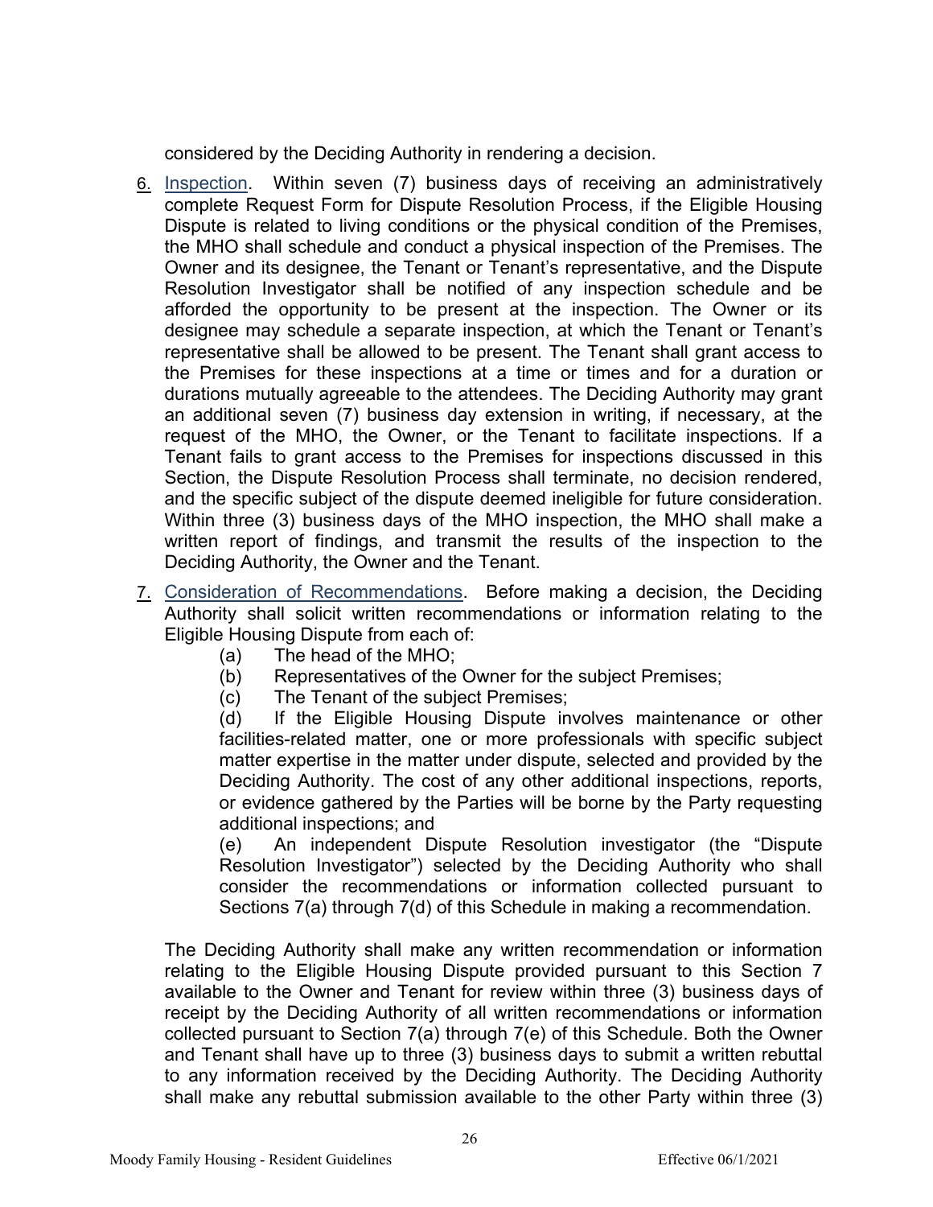considered by the Deciding Authority in rendering a decision.

6. Inspection. Within seven (7) business days of receiving an administratively complete Request Form for Dispute Resolution Process, if the Eligible Housing Dispute is related to living conditions or the physical condition of the Premises, the MHO shall schedule and conduct a physical inspection of the Premises. The Owner and its designee, the Tenant or Tenant's representative, and the Dispute Resolution Investigator shall be notified of any inspection schedule and be afforded the opportunity to be present at the inspection. The Owner or its designee may schedule a separate inspection, at which the Tenant or Tenant's representative shall be allowed to be present. The Tenant shall grant access to the Premises for these inspections at a time or times and for a duration or durations mutually agreeable to the attendees. The Deciding Authority may grant an additional seven (7) business day extension in writing, if necessary, at the request of the MHO, the Owner, or the Tenant to facilitate inspections. If a Tenant fails to grant access to the Premises for inspections discussed in this Section, the Dispute Resolution Process shall terminate, no decision rendered, and the specific subject of the dispute deemed ineligible for future consideration. Within three (3) business days of the MHO inspection, the MHO shall make a written report of findings, and transmit the results of the inspection to the Deciding Authority, the Owner and the Tenant.

7. Consideration of Recommendations. Before making a decision, the Deciding Authority shall solicit written recommendations or information relating to the Eligible Housing Dispute from each of:

   (a) The head of the MHO;

   (b) Representatives of the Owner for the subject Premises;

   (c) The Tenant of the subject Premises;

   (d) If the Eligible Housing Dispute involves maintenance or other facilities-related matter, one or more professionals with specific subject matter expertise in the matter under dispute, selected and provided by the Deciding Authority. The cost of any other additional inspections, reports, or evidence gathered by the Parties will be borne by the Party requesting additional inspections; and

   (e) An independent Dispute Resolution investigator (the "Dispute Resolution Investigator") selected by the Deciding Authority who shall consider the recommendations or information collected pursuant to Sections 7(a) through 7(d) of this Schedule in making a recommendation.

   The Deciding Authority shall make any written recommendation or information relating to the Eligible Housing Dispute provided pursuant to this Section 7 available to the Owner and Tenant for review within three (3) business days of receipt by the Deciding Authority of all written recommendations or information collected pursuant to Section 7(a) through 7(e) of this Schedule. Both the Owner and Tenant shall have up to three (3) business days to submit a written rebuttal to any information received by the Deciding Authority. The Deciding Authority shall make any rebuttal submission available to the other Party within three (3)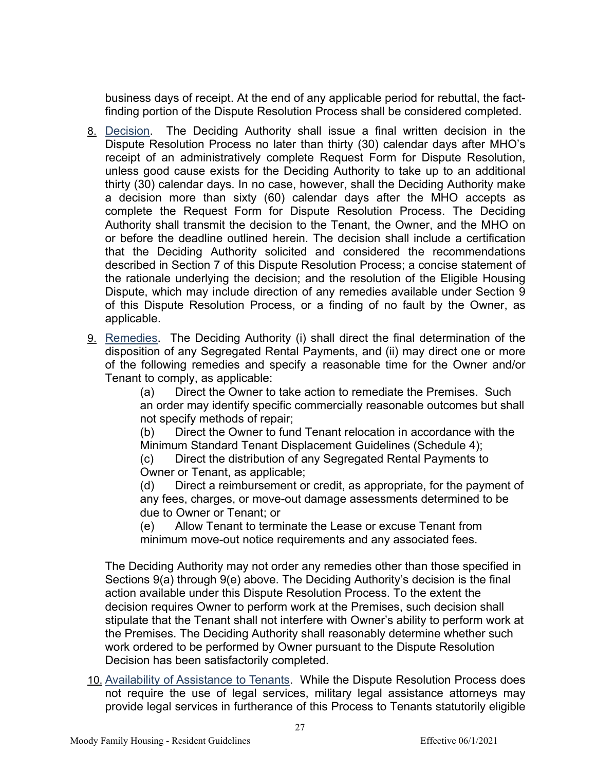business days of receipt. At the end of any applicable period for rebuttal, the fact-finding portion of the Dispute Resolution Process shall be considered completed.

8. Decision. The Deciding Authority shall issue a final written decision in the Dispute Resolution Process no later than thirty (30) calendar days after MHO's receipt of an administratively complete Request Form for Dispute Resolution, unless good cause exists for the Deciding Authority to take up to an additional thirty (30) calendar days. In no case, however, shall the Deciding Authority make a decision more than sixty (60) calendar days after the MHO accepts as complete the Request Form for Dispute Resolution Process. The Deciding Authority shall transmit the decision to the Tenant, the Owner, and the MHO on or before the deadline outlined herein. The decision shall include a certification that the Deciding Authority solicited and considered the recommendations described in Section 7 of this Dispute Resolution Process; a concise statement of the rationale underlying the decision; and the resolution of the Eligible Housing Dispute, which may include direction of any remedies available under Section 9 of this Dispute Resolution Process, or a finding of no fault by the Owner, as applicable.

9. Remedies. The Deciding Authority (i) shall direct the final determination of the disposition of any Segregated Rental Payments, and (ii) may direct one or more of the following remedies and specify a reasonable time for the Owner and/or Tenant to comply, as applicable:

   (a) Direct the Owner to take action to remediate the Premises. Such an order may identify specific commercially reasonable outcomes but shall not specify methods of repair;

   (b) Direct the Owner to fund Tenant relocation in accordance with the Minimum Standard Tenant Displacement Guidelines (Schedule 4);

   (c) Direct the distribution of any Segregated Rental Payments to Owner or Tenant, as applicable;

   (d) Direct a reimbursement or credit, as appropriate, for the payment of any fees, charges, or move-out damage assessments determined to be due to Owner or Tenant; or

   (e) Allow Tenant to terminate the Lease or excuse Tenant from minimum move-out notice requirements and any associated fees.

   The Deciding Authority may not order any remedies other than those specified in Sections 9(a) through 9(e) above. The Deciding Authority's decision is the final action available under this Dispute Resolution Process. To the extent the decision requires Owner to perform work at the Premises, such decision shall stipulate that the Tenant shall not interfere with Owner's ability to perform work at the Premises. The Deciding Authority shall reasonably determine whether such work ordered to be performed by Owner pursuant to the Dispute Resolution Decision has been satisfactorily completed.

10. Availability of Assistance to Tenants. While the Dispute Resolution Process does not require the use of legal services, military legal assistance attorneys may provide legal services in furtherance of this Process to Tenants statutorily eligible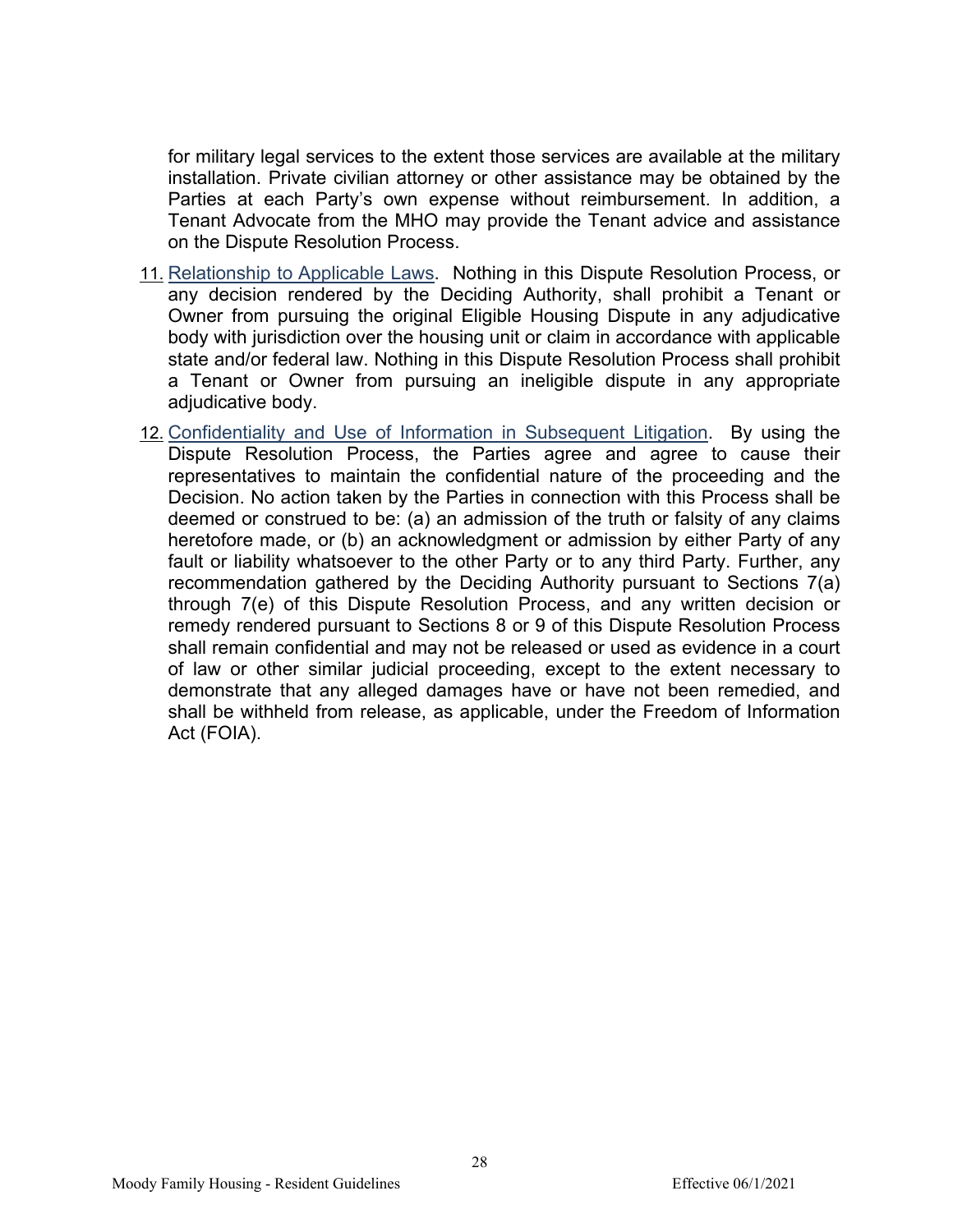for military legal services to the extent those services are available at the military installation. Private civilian attorney or other assistance may be obtained by the Parties at each Party's own expense without reimbursement. In addition, a Tenant Advocate from the MHO may provide the Tenant advice and assistance on the Dispute Resolution Process.

11. Relationship to Applicable Laws. Nothing in this Dispute Resolution Process, or any decision rendered by the Deciding Authority, shall prohibit a Tenant or Owner from pursuing the original Eligible Housing Dispute in any adjudicative body with jurisdiction over the housing unit or claim in accordance with applicable state and/or federal law. Nothing in this Dispute Resolution Process shall prohibit a Tenant or Owner from pursuing an ineligible dispute in any appropriate adjudicative body.

12. Confidentiality and Use of Information in Subsequent Litigation. By using the Dispute Resolution Process, the Parties agree and agree to cause their representatives to maintain the confidential nature of the proceeding and the Decision. No action taken by the Parties in connection with this Process shall be deemed or construed to be: (a) an admission of the truth or falsity of any claims heretofore made, or (b) an acknowledgment or admission by either Party of any fault or liability whatsoever to the other Party or to any third Party. Further, any recommendation gathered by the Deciding Authority pursuant to Sections 7(a) through 7(e) of this Dispute Resolution Process, and any written decision or remedy rendered pursuant to Sections 8 or 9 of this Dispute Resolution Process shall remain confidential and may not be released or used as evidence in a court of law or other similar judicial proceeding, except to the extent necessary to demonstrate that any alleged damages have or have not been remedied, and shall be withheld from release, as applicable, under the Freedom of Information Act (FOIA).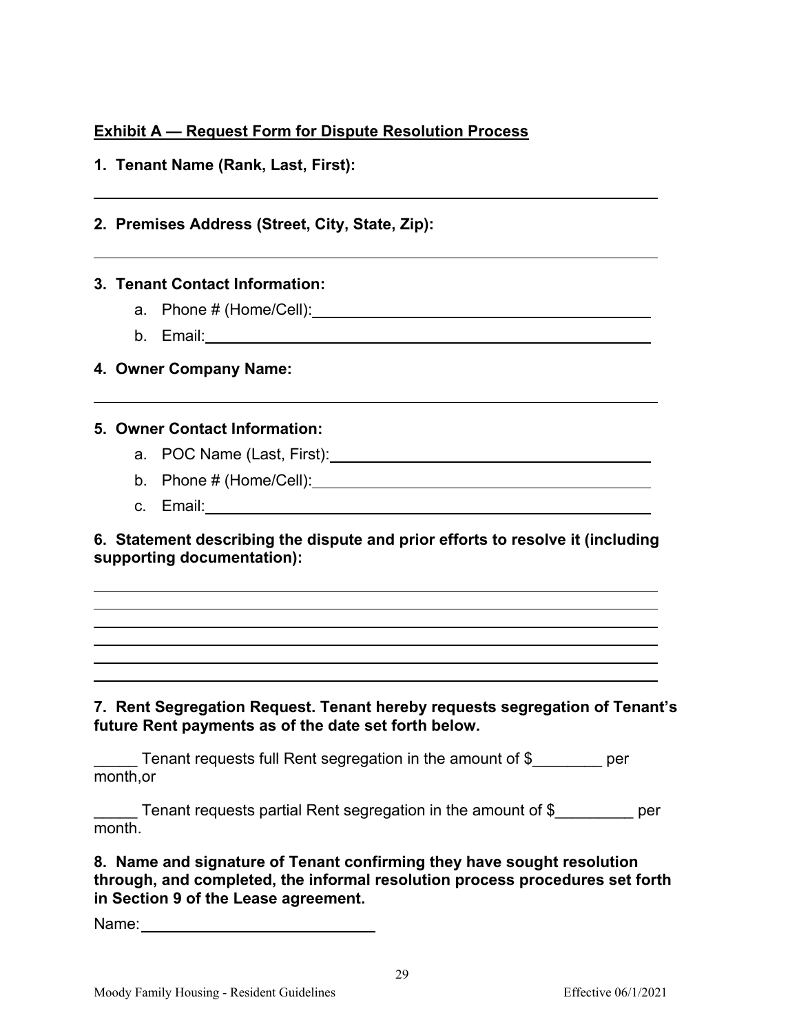**Exhibit A — Request Form for Dispute Resolution Process**

**1. Tenant Name (Rank, Last, First):**

______________________________________________________________

**2. Premises Address (Street, City, State, Zip):**

______________________________________________________________

**3. Tenant Contact Information:**

a. Phone # (Home/Cell): ________________________________

b. Email: ________________________________________

**4. Owner Company Name:**

______________________________________________________________

**5. Owner Contact Information:**

a. POC Name (Last, First): ______________________________

b. Phone # (Home/Cell): ________________________________

c. Email: ________________________________________

**6. Statement describing the dispute and prior efforts to resolve it (including supporting documentation):**

______________________________________________________________
______________________________________________________________
______________________________________________________________
______________________________________________________________
______________________________________________________________
______________________________________________________________

**7. Rent Segregation Request. Tenant hereby requests segregation of Tenant's future Rent payments as of the date set forth below.**

_____ Tenant requests full Rent segregation in the amount of $________ per month,or

_____ Tenant requests partial Rent segregation in the amount of $_________ per month.

**8. Name and signature of Tenant confirming they have sought resolution through, and completed, the informal resolution process procedures set forth in Section 9 of the Lease agreement.**

Name: ____________________________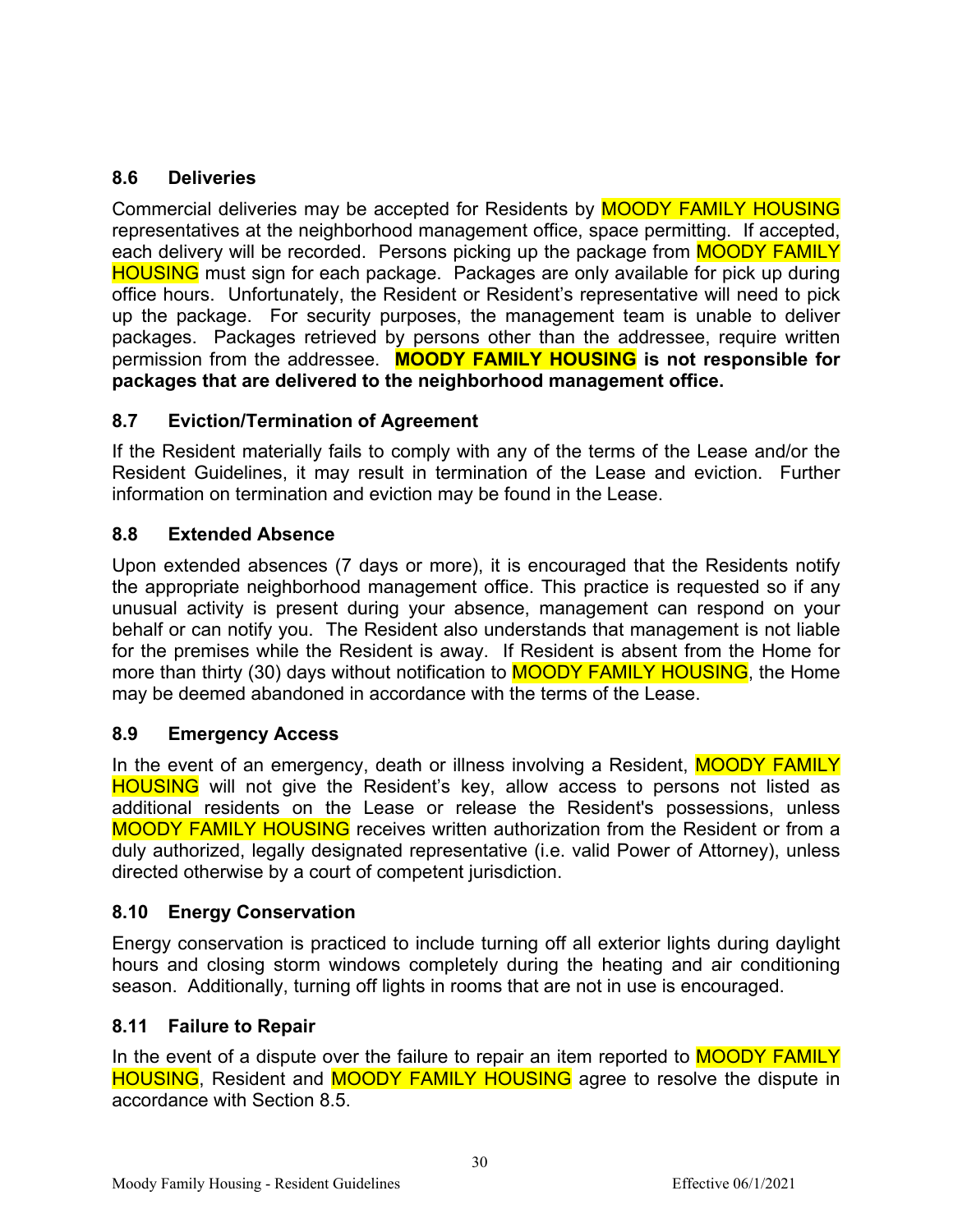### 8.6 Deliveries

Commercial deliveries may be accepted for Residents by MOODY FAMILY HOUSING representatives at the neighborhood management office, space permitting. If accepted, each delivery will be recorded. Persons picking up the package from MOODY FAMILY HOUSING must sign for each package. Packages are only available for pick up during office hours. Unfortunately, the Resident or Resident's representative will need to pick up the package. For security purposes, the management team is unable to deliver packages. Packages retrieved by persons other than the addressee, require written permission from the addressee. **MOODY FAMILY HOUSING is not responsible for packages that are delivered to the neighborhood management office.**

### 8.7 Eviction/Termination of Agreement

If the Resident materially fails to comply with any of the terms of the Lease and/or the Resident Guidelines, it may result in termination of the Lease and eviction. Further information on termination and eviction may be found in the Lease.

### 8.8 Extended Absence

Upon extended absences (7 days or more), it is encouraged that the Residents notify the appropriate neighborhood management office. This practice is requested so if any unusual activity is present during your absence, management can respond on your behalf or can notify you. The Resident also understands that management is not liable for the premises while the Resident is away. If Resident is absent from the Home for more than thirty (30) days without notification to MOODY FAMILY HOUSING, the Home may be deemed abandoned in accordance with the terms of the Lease.

### 8.9 Emergency Access

In the event of an emergency, death or illness involving a Resident, MOODY FAMILY HOUSING will not give the Resident's key, allow access to persons not listed as additional residents on the Lease or release the Resident's possessions, unless MOODY FAMILY HOUSING receives written authorization from the Resident or from a duly authorized, legally designated representative (i.e. valid Power of Attorney), unless directed otherwise by a court of competent jurisdiction.

### 8.10 Energy Conservation

Energy conservation is practiced to include turning off all exterior lights during daylight hours and closing storm windows completely during the heating and air conditioning season. Additionally, turning off lights in rooms that are not in use is encouraged.

### 8.11 Failure to Repair

In the event of a dispute over the failure to repair an item reported to MOODY FAMILY HOUSING, Resident and MOODY FAMILY HOUSING agree to resolve the dispute in accordance with Section 8.5.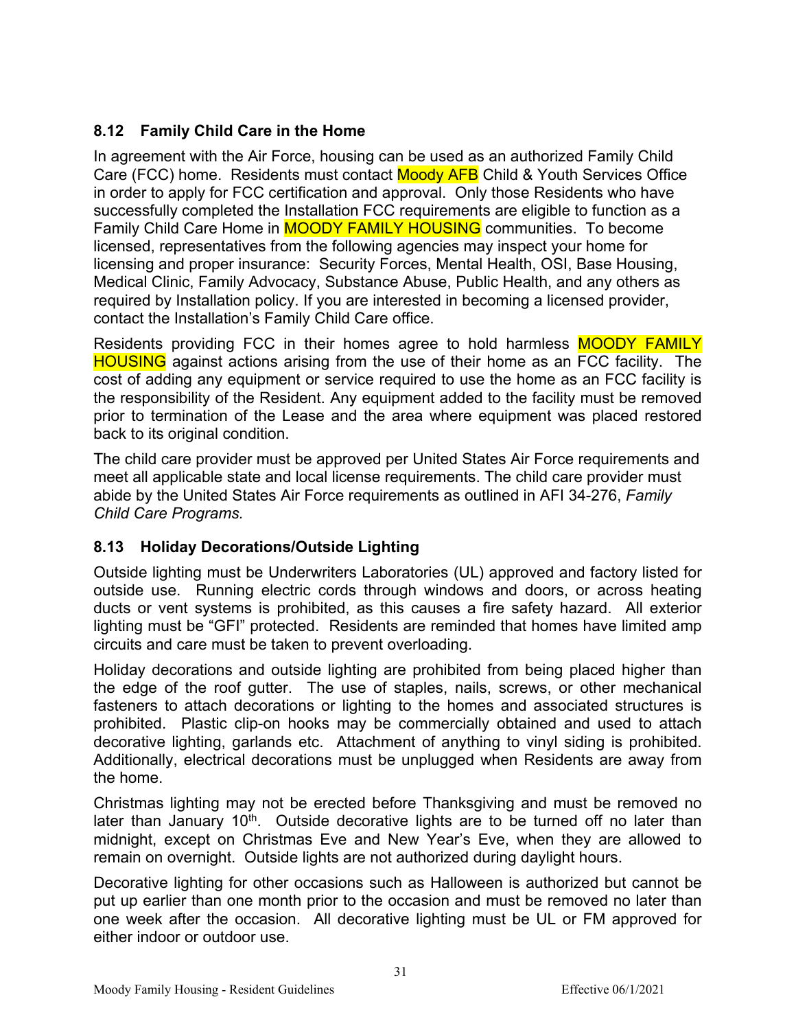### 8.12 Family Child Care in the Home

In agreement with the Air Force, housing can be used as an authorized Family Child Care (FCC) home. Residents must contact Moody AFB Child & Youth Services Office in order to apply for FCC certification and approval. Only those Residents who have successfully completed the Installation FCC requirements are eligible to function as a Family Child Care Home in MOODY FAMILY HOUSING communities. To become licensed, representatives from the following agencies may inspect your home for licensing and proper insurance: Security Forces, Mental Health, OSI, Base Housing, Medical Clinic, Family Advocacy, Substance Abuse, Public Health, and any others as required by Installation policy. If you are interested in becoming a licensed provider, contact the Installation's Family Child Care office.

Residents providing FCC in their homes agree to hold harmless MOODY FAMILY HOUSING against actions arising from the use of their home as an FCC facility. The cost of adding any equipment or service required to use the home as an FCC facility is the responsibility of the Resident. Any equipment added to the facility must be removed prior to termination of the Lease and the area where equipment was placed restored back to its original condition.

The child care provider must be approved per United States Air Force requirements and meet all applicable state and local license requirements. The child care provider must abide by the United States Air Force requirements as outlined in AFI 34-276, *Family Child Care Programs.*

### 8.13 Holiday Decorations/Outside Lighting

Outside lighting must be Underwriters Laboratories (UL) approved and factory listed for outside use. Running electric cords through windows and doors, or across heating ducts or vent systems is prohibited, as this causes a fire safety hazard. All exterior lighting must be "GFI" protected. Residents are reminded that homes have limited amp circuits and care must be taken to prevent overloading.

Holiday decorations and outside lighting are prohibited from being placed higher than the edge of the roof gutter. The use of staples, nails, screws, or other mechanical fasteners to attach decorations or lighting to the homes and associated structures is prohibited. Plastic clip-on hooks may be commercially obtained and used to attach decorative lighting, garlands etc. Attachment of anything to vinyl siding is prohibited. Additionally, electrical decorations must be unplugged when Residents are away from the home.

Christmas lighting may not be erected before Thanksgiving and must be removed no later than January 10th. Outside decorative lights are to be turned off no later than midnight, except on Christmas Eve and New Year's Eve, when they are allowed to remain on overnight. Outside lights are not authorized during daylight hours.

Decorative lighting for other occasions such as Halloween is authorized but cannot be put up earlier than one month prior to the occasion and must be removed no later than one week after the occasion. All decorative lighting must be UL or FM approved for either indoor or outdoor use.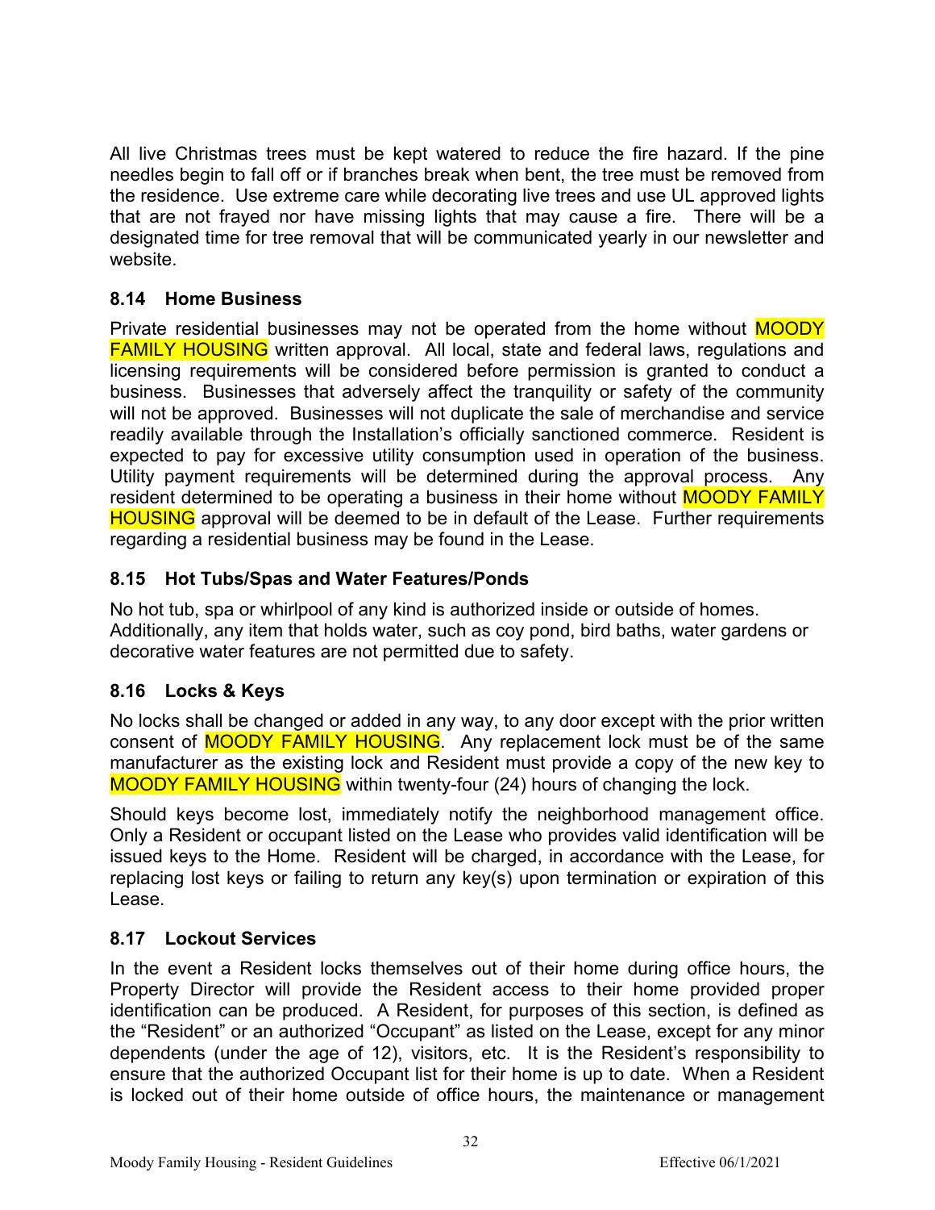All live Christmas trees must be kept watered to reduce the fire hazard. If the pine needles begin to fall off or if branches break when bent, the tree must be removed from the residence. Use extreme care while decorating live trees and use UL approved lights that are not frayed nor have missing lights that may cause a fire. There will be a designated time for tree removal that will be communicated yearly in our newsletter and website.

### 8.14 Home Business

Private residential businesses may not be operated from the home without MOODY FAMILY HOUSING written approval. All local, state and federal laws, regulations and licensing requirements will be considered before permission is granted to conduct a business. Businesses that adversely affect the tranquility or safety of the community will not be approved. Businesses will not duplicate the sale of merchandise and service readily available through the Installation's officially sanctioned commerce. Resident is expected to pay for excessive utility consumption used in operation of the business. Utility payment requirements will be determined during the approval process. Any resident determined to be operating a business in their home without MOODY FAMILY HOUSING approval will be deemed to be in default of the Lease. Further requirements regarding a residential business may be found in the Lease.

### 8.15 Hot Tubs/Spas and Water Features/Ponds

No hot tub, spa or whirlpool of any kind is authorized inside or outside of homes. Additionally, any item that holds water, such as coy pond, bird baths, water gardens or decorative water features are not permitted due to safety.

### 8.16 Locks & Keys

No locks shall be changed or added in any way, to any door except with the prior written consent of MOODY FAMILY HOUSING. Any replacement lock must be of the same manufacturer as the existing lock and Resident must provide a copy of the new key to MOODY FAMILY HOUSING within twenty-four (24) hours of changing the lock.

Should keys become lost, immediately notify the neighborhood management office. Only a Resident or occupant listed on the Lease who provides valid identification will be issued keys to the Home. Resident will be charged, in accordance with the Lease, for replacing lost keys or failing to return any key(s) upon termination or expiration of this Lease.

### 8.17 Lockout Services

In the event a Resident locks themselves out of their home during office hours, the Property Director will provide the Resident access to their home provided proper identification can be produced. A Resident, for purposes of this section, is defined as the "Resident" or an authorized "Occupant" as listed on the Lease, except for any minor dependents (under the age of 12), visitors, etc. It is the Resident's responsibility to ensure that the authorized Occupant list for their home is up to date. When a Resident is locked out of their home outside of office hours, the maintenance or management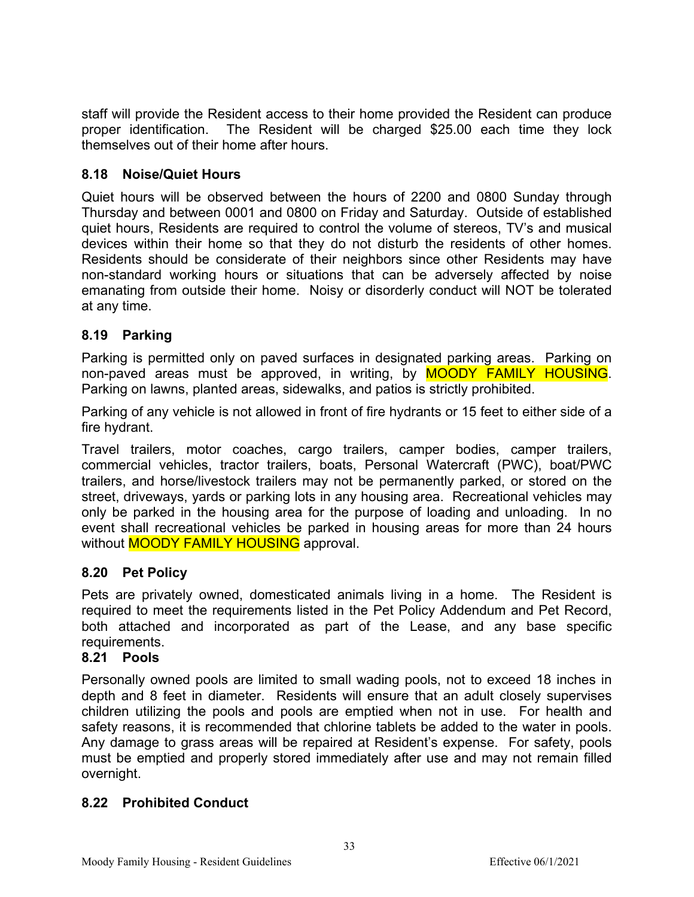staff will provide the Resident access to their home provided the Resident can produce proper identification. The Resident will be charged $25.00 each time they lock themselves out of their home after hours.

### 8.18 Noise/Quiet Hours

Quiet hours will be observed between the hours of 2200 and 0800 Sunday through Thursday and between 0001 and 0800 on Friday and Saturday. Outside of established quiet hours, Residents are required to control the volume of stereos, TV's and musical devices within their home so that they do not disturb the residents of other homes. Residents should be considerate of their neighbors since other Residents may have non-standard working hours or situations that can be adversely affected by noise emanating from outside their home. Noisy or disorderly conduct will NOT be tolerated at any time.

### 8.19 Parking

Parking is permitted only on paved surfaces in designated parking areas. Parking on non-paved areas must be approved, in writing, by MOODY FAMILY HOUSING. Parking on lawns, planted areas, sidewalks, and patios is strictly prohibited.

Parking of any vehicle is not allowed in front of fire hydrants or 15 feet to either side of a fire hydrant.

Travel trailers, motor coaches, cargo trailers, camper bodies, camper trailers, commercial vehicles, tractor trailers, boats, Personal Watercraft (PWC), boat/PWC trailers, and horse/livestock trailers may not be permanently parked, or stored on the street, driveways, yards or parking lots in any housing area. Recreational vehicles may only be parked in the housing area for the purpose of loading and unloading. In no event shall recreational vehicles be parked in housing areas for more than 24 hours without MOODY FAMILY HOUSING approval.

### 8.20 Pet Policy

Pets are privately owned, domesticated animals living in a home. The Resident is required to meet the requirements listed in the Pet Policy Addendum and Pet Record, both attached and incorporated as part of the Lease, and any base specific requirements.

### 8.21 Pools

Personally owned pools are limited to small wading pools, not to exceed 18 inches in depth and 8 feet in diameter. Residents will ensure that an adult closely supervises children utilizing the pools and pools are emptied when not in use. For health and safety reasons, it is recommended that chlorine tablets be added to the water in pools. Any damage to grass areas will be repaired at Resident's expense. For safety, pools must be emptied and properly stored immediately after use and may not remain filled overnight.

### 8.22 Prohibited Conduct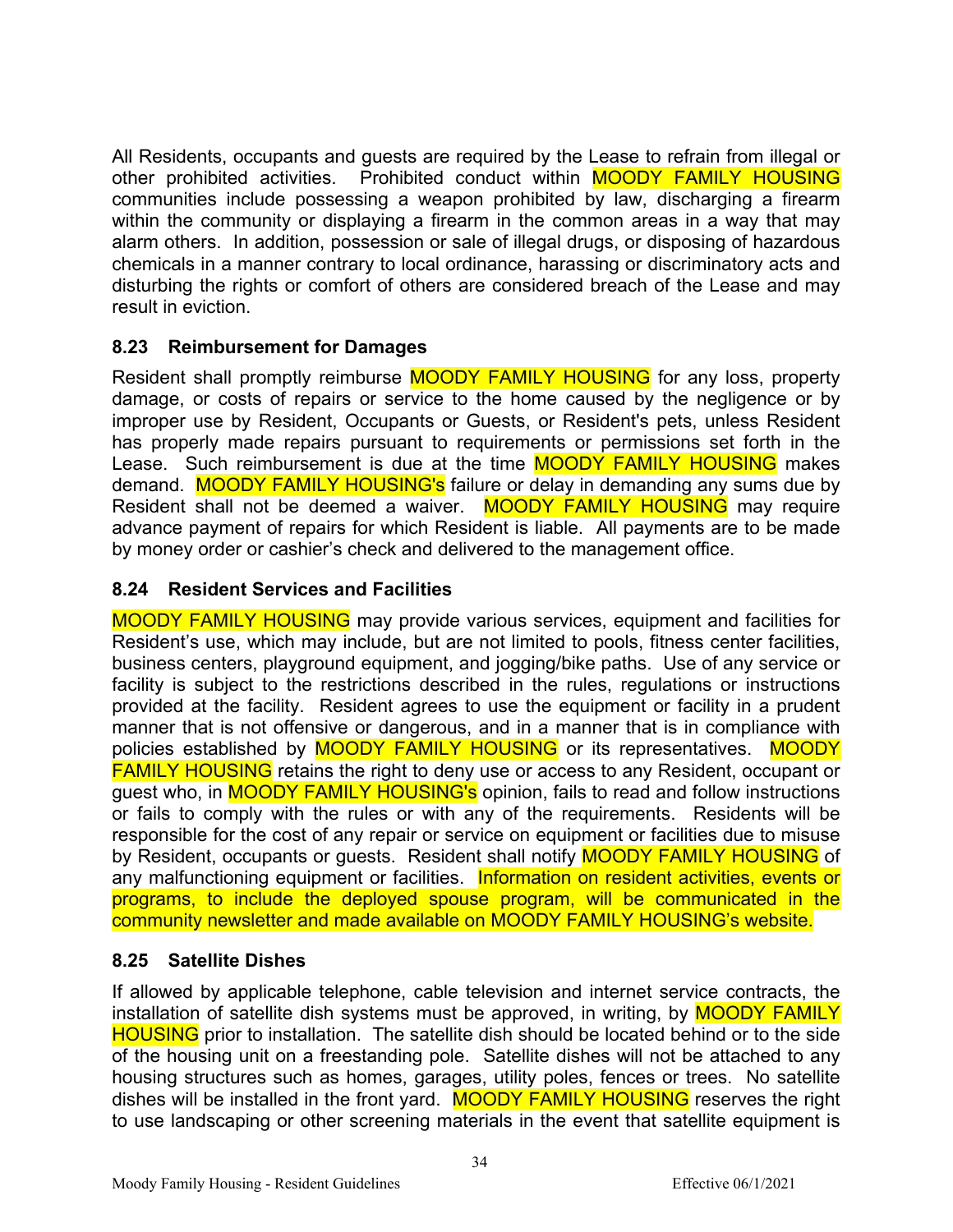All Residents, occupants and guests are required by the Lease to refrain from illegal or other prohibited activities. Prohibited conduct within MOODY FAMILY HOUSING communities include possessing a weapon prohibited by law, discharging a firearm within the community or displaying a firearm in the common areas in a way that may alarm others. In addition, possession or sale of illegal drugs, or disposing of hazardous chemicals in a manner contrary to local ordinance, harassing or discriminatory acts and disturbing the rights or comfort of others are considered breach of the Lease and may result in eviction.

### 8.23 Reimbursement for Damages

Resident shall promptly reimburse MOODY FAMILY HOUSING for any loss, property damage, or costs of repairs or service to the home caused by the negligence or by improper use by Resident, Occupants or Guests, or Resident's pets, unless Resident has properly made repairs pursuant to requirements or permissions set forth in the Lease. Such reimbursement is due at the time MOODY FAMILY HOUSING makes demand. MOODY FAMILY HOUSING's failure or delay in demanding any sums due by Resident shall not be deemed a waiver. MOODY FAMILY HOUSING may require advance payment of repairs for which Resident is liable. All payments are to be made by money order or cashier's check and delivered to the management office.

### 8.24 Resident Services and Facilities

MOODY FAMILY HOUSING may provide various services, equipment and facilities for Resident's use, which may include, but are not limited to pools, fitness center facilities, business centers, playground equipment, and jogging/bike paths. Use of any service or facility is subject to the restrictions described in the rules, regulations or instructions provided at the facility. Resident agrees to use the equipment or facility in a prudent manner that is not offensive or dangerous, and in a manner that is in compliance with policies established by MOODY FAMILY HOUSING or its representatives. MOODY FAMILY HOUSING retains the right to deny use or access to any Resident, occupant or guest who, in MOODY FAMILY HOUSING's opinion, fails to read and follow instructions or fails to comply with the rules or with any of the requirements. Residents will be responsible for the cost of any repair or service on equipment or facilities due to misuse by Resident, occupants or guests. Resident shall notify MOODY FAMILY HOUSING of any malfunctioning equipment or facilities. Information on resident activities, events or programs, to include the deployed spouse program, will be communicated in the community newsletter and made available on MOODY FAMILY HOUSING's website.

### 8.25 Satellite Dishes

If allowed by applicable telephone, cable television and internet service contracts, the installation of satellite dish systems must be approved, in writing, by MOODY FAMILY HOUSING prior to installation. The satellite dish should be located behind or to the side of the housing unit on a freestanding pole. Satellite dishes will not be attached to any housing structures such as homes, garages, utility poles, fences or trees. No satellite dishes will be installed in the front yard. MOODY FAMILY HOUSING reserves the right to use landscaping or other screening materials in the event that satellite equipment is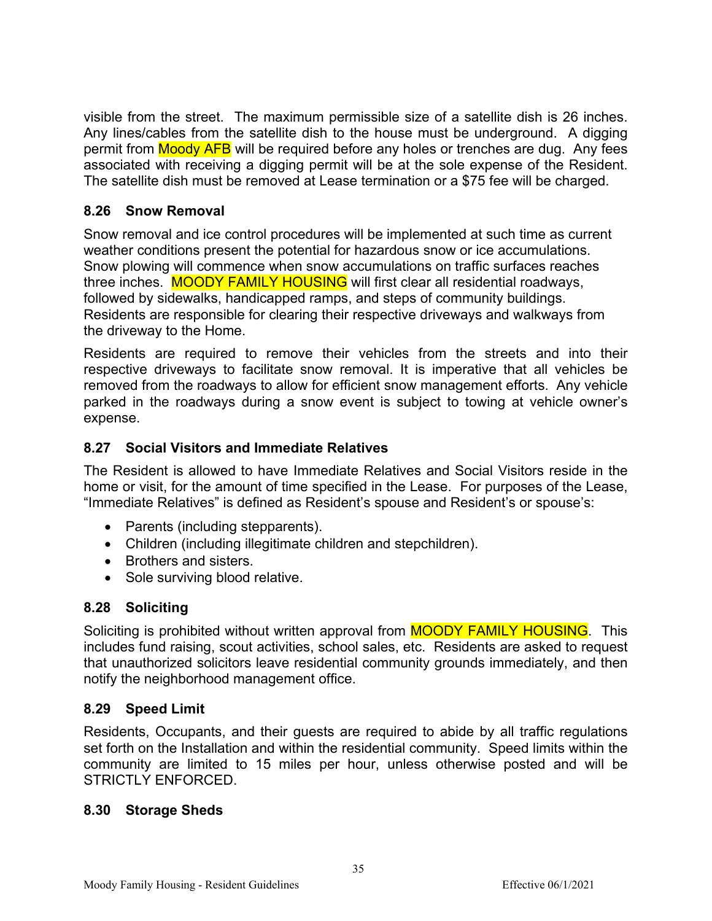visible from the street. The maximum permissible size of a satellite dish is 26 inches. Any lines/cables from the satellite dish to the house must be underground. A digging permit from Moody AFB will be required before any holes or trenches are dug. Any fees associated with receiving a digging permit will be at the sole expense of the Resident. The satellite dish must be removed at Lease termination or a $75 fee will be charged.

### 8.26 Snow Removal

Snow removal and ice control procedures will be implemented at such time as current weather conditions present the potential for hazardous snow or ice accumulations. Snow plowing will commence when snow accumulations on traffic surfaces reaches three inches. MOODY FAMILY HOUSING will first clear all residential roadways, followed by sidewalks, handicapped ramps, and steps of community buildings. Residents are responsible for clearing their respective driveways and walkways from the driveway to the Home.

Residents are required to remove their vehicles from the streets and into their respective driveways to facilitate snow removal. It is imperative that all vehicles be removed from the roadways to allow for efficient snow management efforts. Any vehicle parked in the roadways during a snow event is subject to towing at vehicle owner's expense.

### 8.27 Social Visitors and Immediate Relatives

The Resident is allowed to have Immediate Relatives and Social Visitors reside in the home or visit, for the amount of time specified in the Lease. For purposes of the Lease, "Immediate Relatives" is defined as Resident's spouse and Resident's or spouse's:

- Parents (including stepparents).
- Children (including illegitimate children and stepchildren).
- Brothers and sisters.
- Sole surviving blood relative.

### 8.28 Soliciting

Soliciting is prohibited without written approval from MOODY FAMILY HOUSING. This includes fund raising, scout activities, school sales, etc. Residents are asked to request that unauthorized solicitors leave residential community grounds immediately, and then notify the neighborhood management office.

### 8.29 Speed Limit

Residents, Occupants, and their guests are required to abide by all traffic regulations set forth on the Installation and within the residential community. Speed limits within the community are limited to 15 miles per hour, unless otherwise posted and will be STRICTLY ENFORCED.

### 8.30 Storage Sheds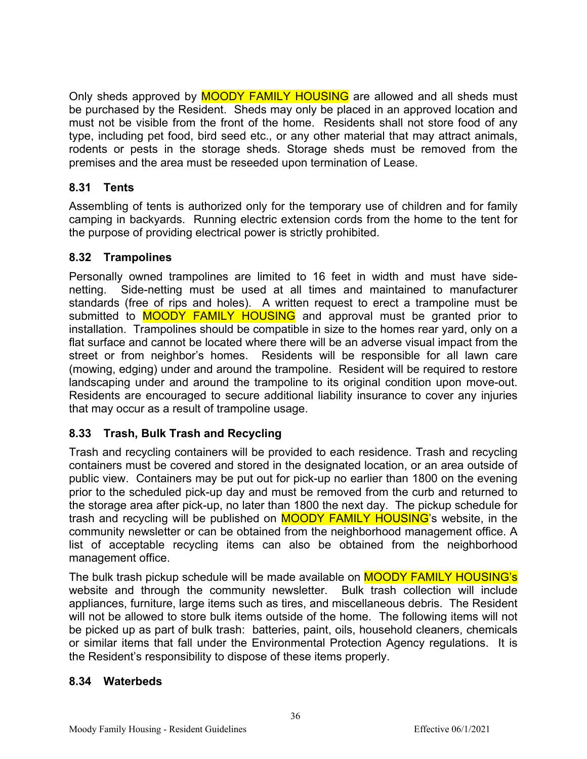Only sheds approved by MOODY FAMILY HOUSING are allowed and all sheds must be purchased by the Resident. Sheds may only be placed in an approved location and must not be visible from the front of the home. Residents shall not store food of any type, including pet food, bird seed etc., or any other material that may attract animals, rodents or pests in the storage sheds. Storage sheds must be removed from the premises and the area must be reseeded upon termination of Lease.

### 8.31 Tents

Assembling of tents is authorized only for the temporary use of children and for family camping in backyards. Running electric extension cords from the home to the tent for the purpose of providing electrical power is strictly prohibited.

### 8.32 Trampolines

Personally owned trampolines are limited to 16 feet in width and must have side-netting. Side-netting must be used at all times and maintained to manufacturer standards (free of rips and holes). A written request to erect a trampoline must be submitted to MOODY FAMILY HOUSING and approval must be granted prior to installation. Trampolines should be compatible in size to the homes rear yard, only on a flat surface and cannot be located where there will be an adverse visual impact from the street or from neighbor's homes. Residents will be responsible for all lawn care (mowing, edging) under and around the trampoline. Resident will be required to restore landscaping under and around the trampoline to its original condition upon move-out. Residents are encouraged to secure additional liability insurance to cover any injuries that may occur as a result of trampoline usage.

### 8.33 Trash, Bulk Trash and Recycling

Trash and recycling containers will be provided to each residence. Trash and recycling containers must be covered and stored in the designated location, or an area outside of public view. Containers may be put out for pick-up no earlier than 1800 on the evening prior to the scheduled pick-up day and must be removed from the curb and returned to the storage area after pick-up, no later than 1800 the next day. The pickup schedule for trash and recycling will be published on MOODY FAMILY HOUSING's website, in the community newsletter or can be obtained from the neighborhood management office. A list of acceptable recycling items can also be obtained from the neighborhood management office.

The bulk trash pickup schedule will be made available on MOODY FAMILY HOUSING's website and through the community newsletter. Bulk trash collection will include appliances, furniture, large items such as tires, and miscellaneous debris. The Resident will not be allowed to store bulk items outside of the home. The following items will not be picked up as part of bulk trash: batteries, paint, oils, household cleaners, chemicals or similar items that fall under the Environmental Protection Agency regulations. It is the Resident's responsibility to dispose of these items properly.

### 8.34 Waterbeds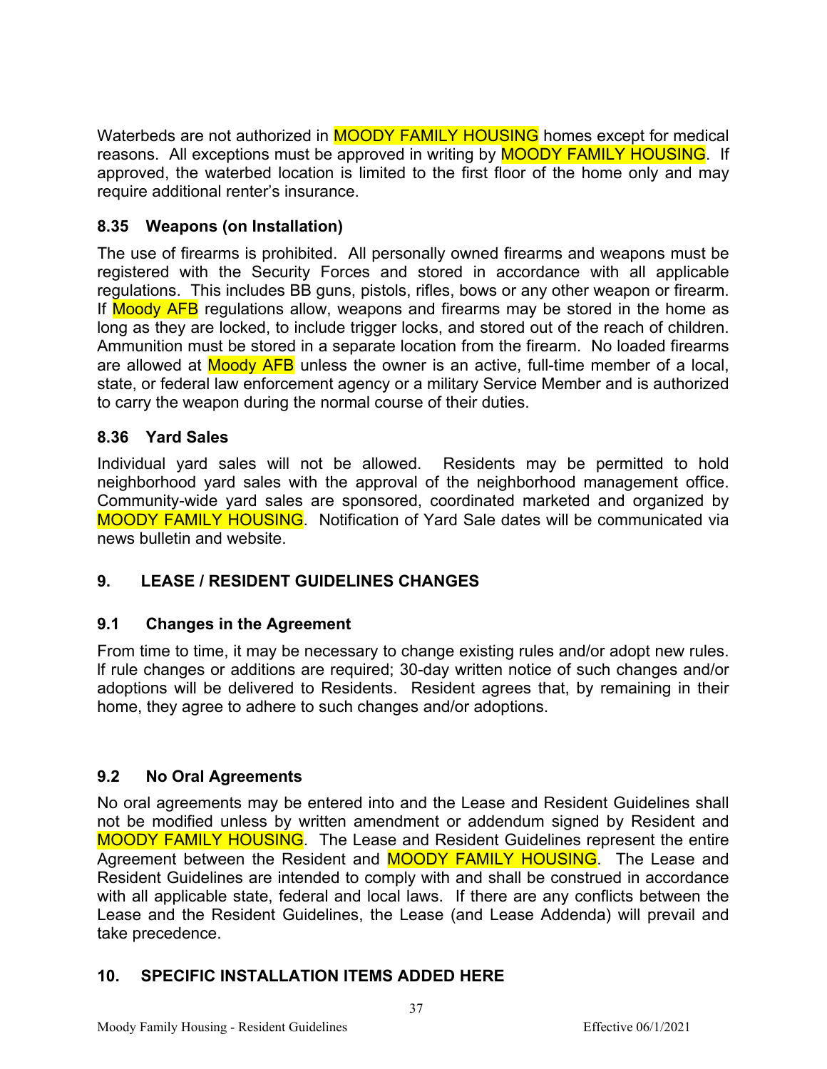Waterbeds are not authorized in MOODY FAMILY HOUSING homes except for medical reasons. All exceptions must be approved in writing by MOODY FAMILY HOUSING. If approved, the waterbed location is limited to the first floor of the home only and may require additional renter's insurance.

### 8.35 Weapons (on Installation)

The use of firearms is prohibited. All personally owned firearms and weapons must be registered with the Security Forces and stored in accordance with all applicable regulations. This includes BB guns, pistols, rifles, bows or any other weapon or firearm. If Moody AFB regulations allow, weapons and firearms may be stored in the home as long as they are locked, to include trigger locks, and stored out of the reach of children. Ammunition must be stored in a separate location from the firearm. No loaded firearms are allowed at Moody AFB unless the owner is an active, full-time member of a local, state, or federal law enforcement agency or a military Service Member and is authorized to carry the weapon during the normal course of their duties.

### 8.36 Yard Sales

Individual yard sales will not be allowed. Residents may be permitted to hold neighborhood yard sales with the approval of the neighborhood management office. Community-wide yard sales are sponsored, coordinated marketed and organized by MOODY FAMILY HOUSING. Notification of Yard Sale dates will be communicated via news bulletin and website.

## 9. LEASE / RESIDENT GUIDELINES CHANGES

### 9.1 Changes in the Agreement

From time to time, it may be necessary to change existing rules and/or adopt new rules. If rule changes or additions are required; 30-day written notice of such changes and/or adoptions will be delivered to Residents. Resident agrees that, by remaining in their home, they agree to adhere to such changes and/or adoptions.

### 9.2 No Oral Agreements

No oral agreements may be entered into and the Lease and Resident Guidelines shall not be modified unless by written amendment or addendum signed by Resident and MOODY FAMILY HOUSING. The Lease and Resident Guidelines represent the entire Agreement between the Resident and MOODY FAMILY HOUSING. The Lease and Resident Guidelines are intended to comply with and shall be construed in accordance with all applicable state, federal and local laws. If there are any conflicts between the Lease and the Resident Guidelines, the Lease (and Lease Addenda) will prevail and take precedence.

## 10. SPECIFIC INSTALLATION ITEMS ADDED HERE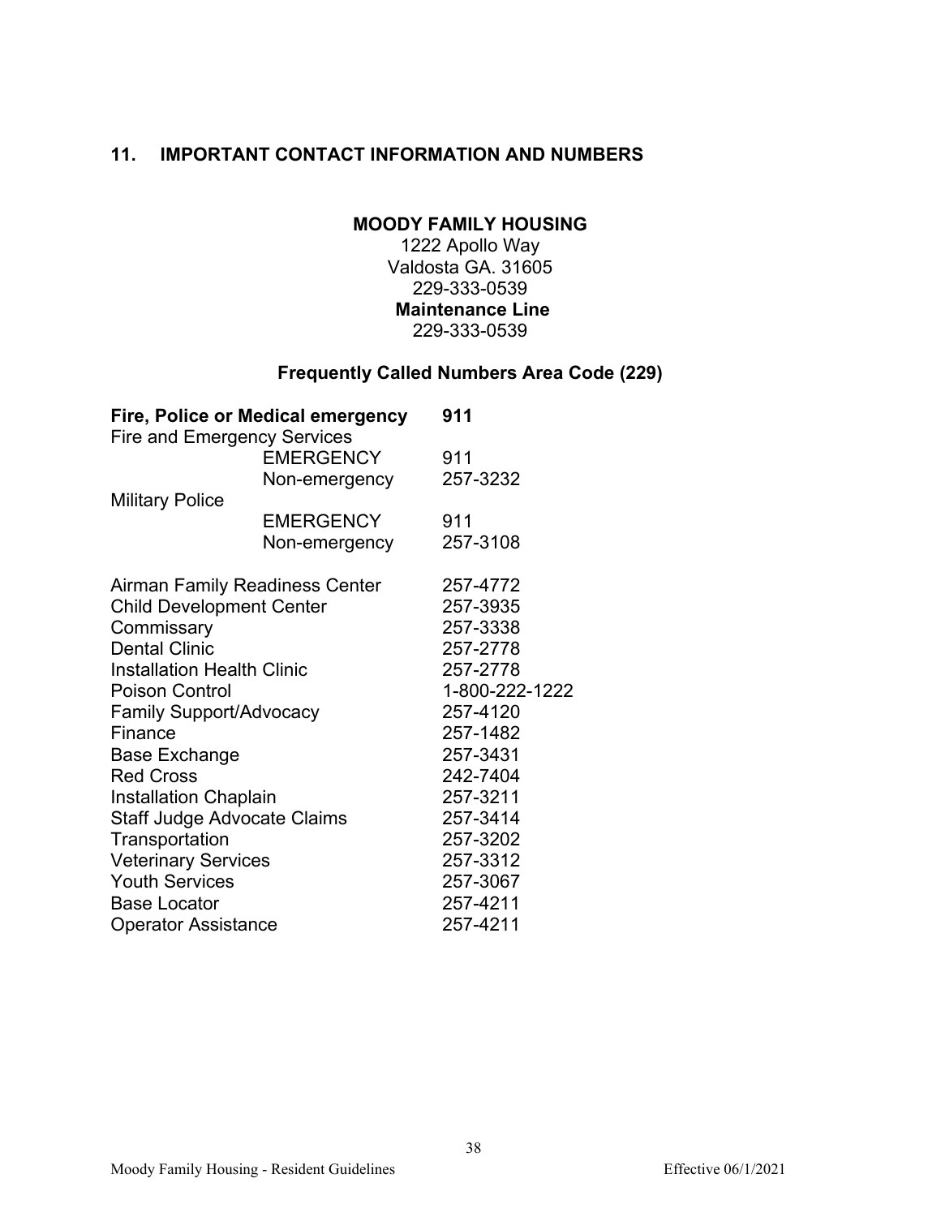## 11. IMPORTANT CONTACT INFORMATION AND NUMBERS

**MOODY FAMILY HOUSING**

1222 Apollo Way
Valdosta GA. 31605
229-333-0539
**Maintenance Line**
229-333-0539

### Frequently Called Numbers Area Code (229)

| | | |
|---|---|---|
| **Fire, Police or Medical emergency** | | **911** |
| Fire and Emergency Services | | |
| | EMERGENCY | 911 |
| | Non-emergency | 257-3232 |
| Military Police | | |
| | EMERGENCY | 911 |
| | Non-emergency | 257-3108 |
| Airman Family Readiness Center | | 257-4772 |
| Child Development Center | | 257-3935 |
| Commissary | | 257-3338 |
| Dental Clinic | | 257-2778 |
| Installation Health Clinic | | 257-2778 |
| Poison Control | | 1-800-222-1222 |
| Family Support/Advocacy | | 257-4120 |
| Finance | | 257-1482 |
| Base Exchange | | 257-3431 |
| Red Cross | | 242-7404 |
| Installation Chaplain | | 257-3211 |
| Staff Judge Advocate Claims | | 257-3414 |
| Transportation | | 257-3202 |
| Veterinary Services | | 257-3312 |
| Youth Services | | 257-3067 |
| Base Locator | | 257-4211 |
| Operator Assistance | | 257-4211 |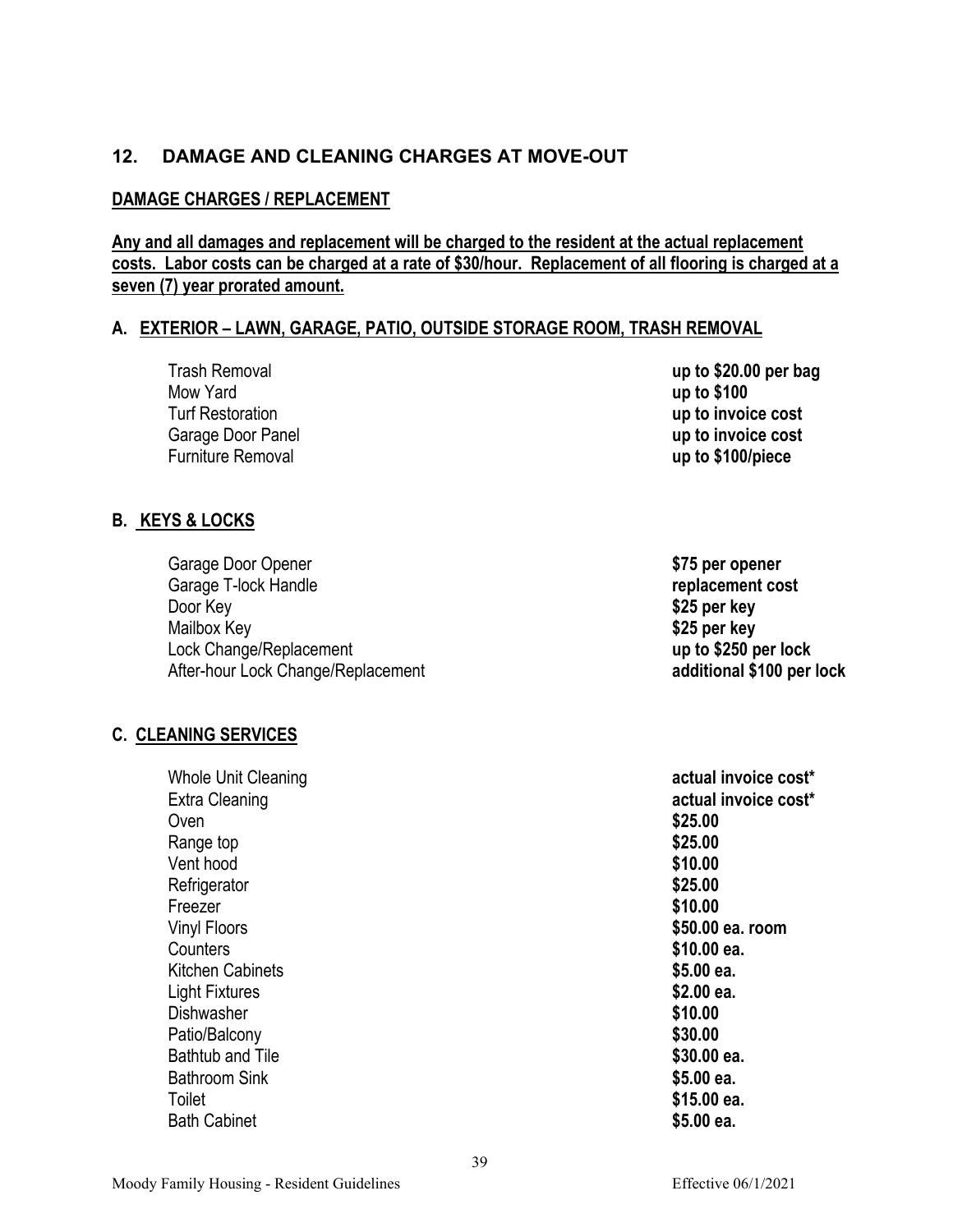## 12. DAMAGE AND CLEANING CHARGES AT MOVE-OUT

**DAMAGE CHARGES / REPLACEMENT**

**Any and all damages and replacement will be charged to the resident at the actual replacement costs. Labor costs can be charged at a rate of $30/hour. Replacement of all flooring is charged at a seven (7) year prorated amount.**

### A. EXTERIOR – LAWN, GARAGE, PATIO, OUTSIDE STORAGE ROOM, TRASH REMOVAL

| Item | Charge |
|---|---|
| Trash Removal | **up to $20.00 per bag** |
| Mow Yard | **up to $100** |
| Turf Restoration | **up to invoice cost** |
| Garage Door Panel | **up to invoice cost** |
| Furniture Removal | **up to $100/piece** |

### B. KEYS & LOCKS

| Item | Charge |
|---|---|
| Garage Door Opener | **$75 per opener** |
| Garage T-lock Handle | **replacement cost** |
| Door Key | **$25 per key** |
| Mailbox Key | **$25 per key** |
| Lock Change/Replacement | **up to $250 per lock** |
| After-hour Lock Change/Replacement | **additional $100 per lock** |

### C. CLEANING SERVICES

| Item | Charge |
|---|---|
| Whole Unit Cleaning | **actual invoice cost*** |
| Extra Cleaning | **actual invoice cost*** |
| Oven | **$25.00** |
| Range top | **$25.00** |
| Vent hood | **$10.00** |
| Refrigerator | **$25.00** |
| Freezer | **$10.00** |
| Vinyl Floors | **$50.00 ea. room** |
| Counters | **$10.00 ea.** |
| Kitchen Cabinets | **$5.00 ea.** |
| Light Fixtures | **$2.00 ea.** |
| Dishwasher | **$10.00** |
| Patio/Balcony | **$30.00** |
| Bathtub and Tile | **$30.00 ea.** |
| Bathroom Sink | **$5.00 ea.** |
| Toilet | **$15.00 ea.** |
| Bath Cabinet | **$5.00 ea.** |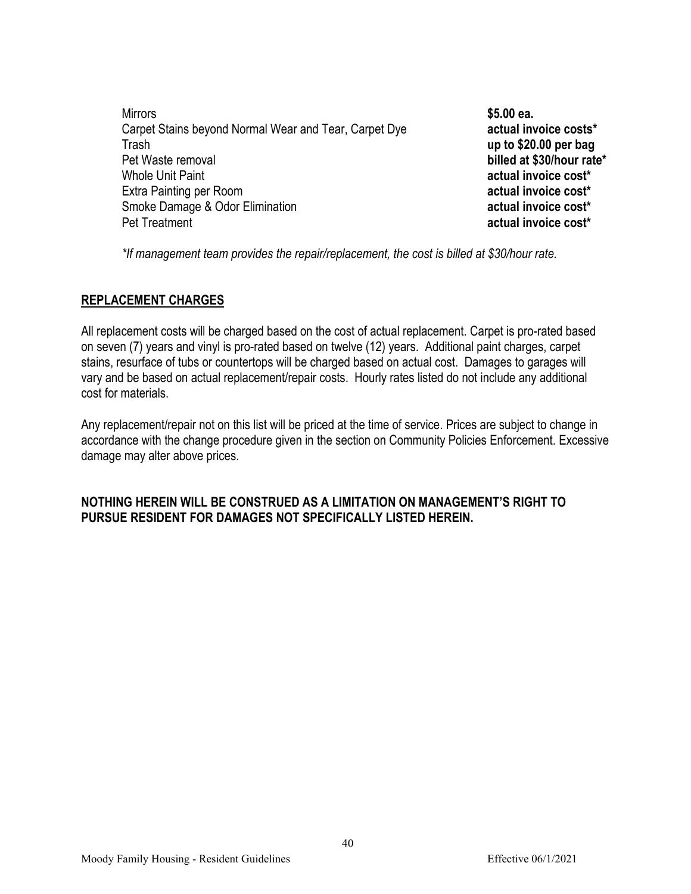| | |
|---|---|
| Mirrors | **$5.00 ea.** |
| Carpet Stains beyond Normal Wear and Tear, Carpet Dye | **actual invoice costs*** |
| Trash | **up to $20.00 per bag** |
| Pet Waste removal | **billed at $30/hour rate*** |
| Whole Unit Paint | **actual invoice cost*** |
| Extra Painting per Room | **actual invoice cost*** |
| Smoke Damage & Odor Elimination | **actual invoice cost*** |
| Pet Treatment | **actual invoice cost*** |

*\*If management team provides the repair/replacement, the cost is billed at $30/hour rate.*

## REPLACEMENT CHARGES

All replacement costs will be charged based on the cost of actual replacement. Carpet is pro-rated based on seven (7) years and vinyl is pro-rated based on twelve (12) years. Additional paint charges, carpet stains, resurface of tubs or countertops will be charged based on actual cost. Damages to garages will vary and be based on actual replacement/repair costs. Hourly rates listed do not include any additional cost for materials.

Any replacement/repair not on this list will be priced at the time of service. Prices are subject to change in accordance with the change procedure given in the section on Community Policies Enforcement. Excessive damage may alter above prices.

**NOTHING HEREIN WILL BE CONSTRUED AS A LIMITATION ON MANAGEMENT'S RIGHT TO PURSUE RESIDENT FOR DAMAGES NOT SPECIFICALLY LISTED HEREIN.**